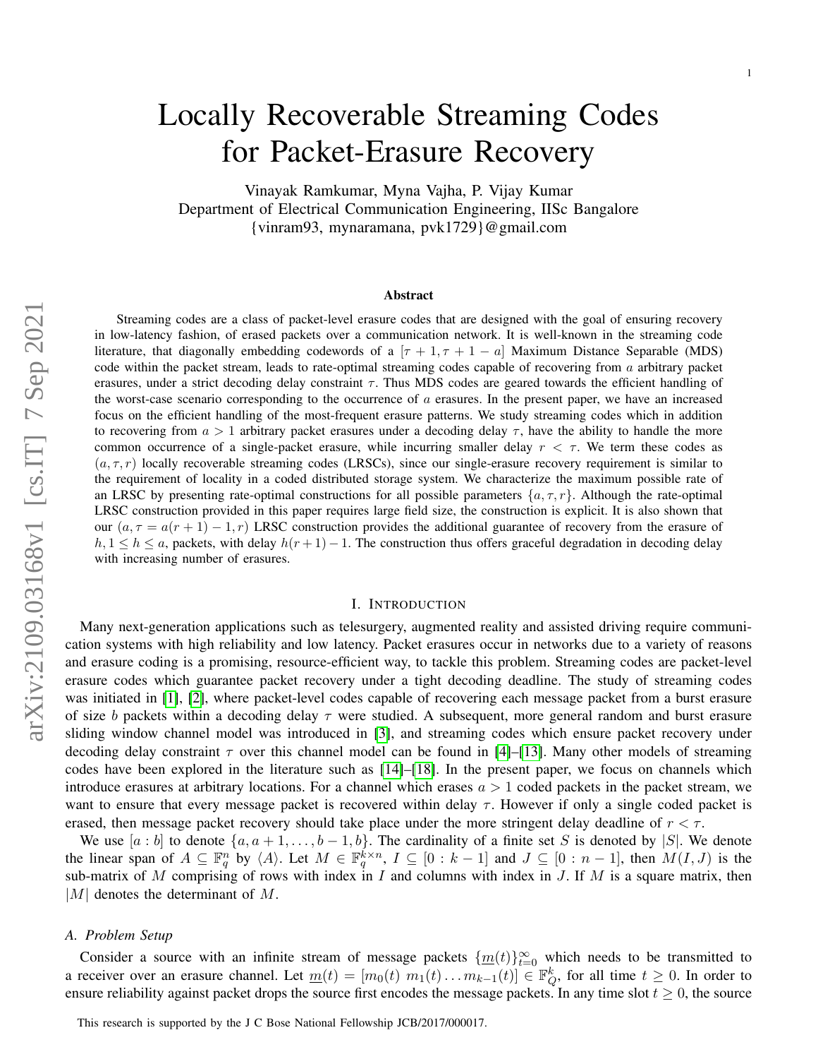# Locally Recoverable Streaming Codes for Packet-Erasure Recovery

Vinayak Ramkumar, Myna Vajha, P. Vijay Kumar
Department of Electrical Communication Engineering, IISc Bangalore
{vinram93, mynaramana, pvk1729}@gmail.com

### Abstract

Streaming codes are a class of packet-level erasure codes that are designed with the goal of ensuring recovery in low-latency fashion, of erased packets over a communication network. It is well-known in the streaming code literature, that diagonally embedding codewords of a $[\tau+1, \tau+1-a]$ Maximum Distance Separable (MDS) code within the packet stream, leads to rate-optimal streaming codes capable of recovering from $a$ arbitrary packet erasures, under a strict decoding delay constraint $\tau$. Thus MDS codes are geared towards the efficient handling of the worst-case scenario corresponding to the occurrence of $a$ erasures. In the present paper, we have an increased focus on the efficient handling of the most-frequent erasure patterns. We study streaming codes which in addition to recovering from $a > 1$ arbitrary packet erasures under a decoding delay $\tau$, have the ability to handle the more common occurrence of a single-packet erasure, while incurring smaller delay $r < \tau$. We term these codes as $(a, \tau, r)$ locally recoverable streaming codes (LRSCs), since our single-erasure recovery requirement is similar to the requirement of locality in a coded distributed storage system. We characterize the maximum possible rate of an LRSC by presenting rate-optimal constructions for all possible parameters $\{a, \tau, r\}$. Although the rate-optimal LRSC construction provided in this paper requires large field size, the construction is explicit. It is also shown that our $(a, \tau = a(r+1)-1, r)$ LRSC construction provides the additional guarantee of recovery from the erasure of $h, 1 \leq h \leq a$, packets, with delay $h(r+1)-1$. The construction thus offers graceful degradation in decoding delay with increasing number of erasures.

## I. Introduction

Many next-generation applications such as telesurgery, augmented reality and assisted driving require communication systems with high reliability and low latency. Packet erasures occur in networks due to a variety of reasons and erasure coding is a promising, resource-efficient way, to tackle this problem. Streaming codes are packet-level erasure codes which guarantee packet recovery under a tight decoding deadline. The study of streaming codes was initiated in [1], [2], where packet-level codes capable of recovering each message packet from a burst erasure of size $b$ packets within a decoding delay $\tau$ were studied. A subsequent, more general random and burst erasure sliding window channel model was introduced in [3], and streaming codes which ensure packet recovery under decoding delay constraint $\tau$ over this channel model can be found in [4]–[13]. Many other models of streaming codes have been explored in the literature such as [14]–[18]. In the present paper, we focus on channels which introduce erasures at arbitrary locations. For a channel which erases $a > 1$ coded packets in the packet stream, we want to ensure that every message packet is recovered within delay $\tau$. However if only a single coded packet is erased, then message packet recovery should take place under the more stringent delay deadline of $r < \tau$.

We use $[a:b]$ to denote $\{a, a+1, \ldots, b-1, b\}$. The cardinality of a finite set $S$ is denoted by $|S|$. We denote the linear span of $A \subseteq \mathbb{F}_q^n$ by $\langle A \rangle$. Let $M \in \mathbb{F}_q^{k \times n}$, $I \subseteq [0:k-1]$ and $J \subseteq [0:n-1]$, then $M(I, J)$ is the sub-matrix of $M$ comprising of rows with index in $I$ and columns with index in $J$. If $M$ is a square matrix, then $|M|$ denotes the determinant of $M$.

### A. Problem Setup

Consider a source with an infinite stream of message packets $\{\underline{m}(t)\}_{t=0}^{\infty}$ which needs to be transmitted to a receiver over an erasure channel. Let $\underline{m}(t) = [m_0(t)\ m_1(t) \ldots m_{k-1}(t)] \in \mathbb{F}_Q^k$, for all time $t \geq 0$. In order to ensure reliability against packet drops the source first encodes the message packets. In any time slot $t \geq 0$, the source

This research is supported by the J C Bose National Fellowship JCB/2017/000017.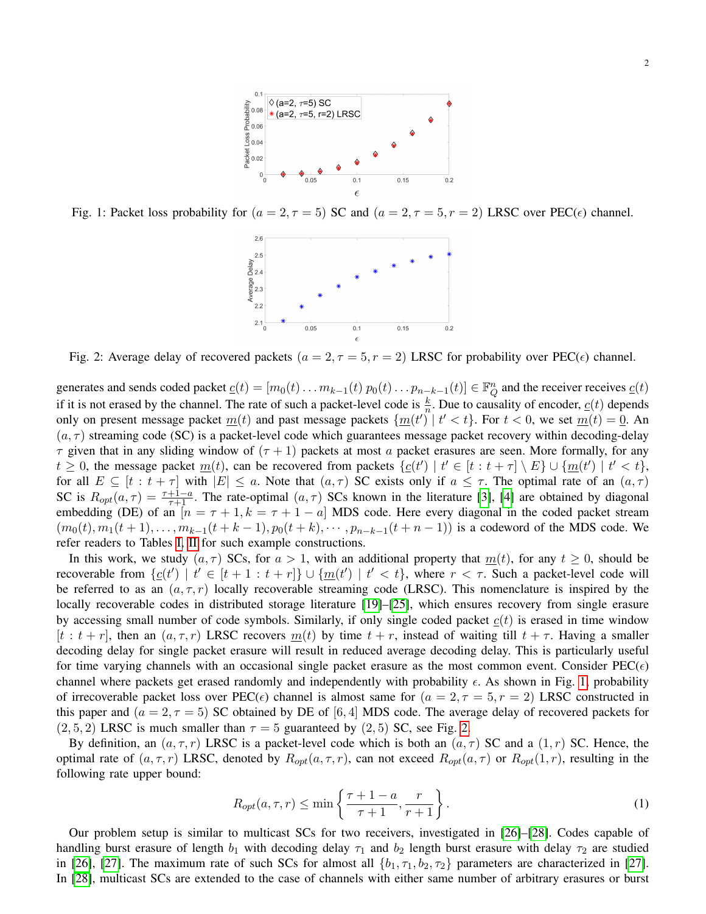Fig. 1: Packet loss probability for $(a = 2, \tau = 5)$ SC and $(a = 2, \tau = 5, r = 2)$ LRSC over PEC($\epsilon$) channel.

Fig. 2: Average delay of recovered packets $(a = 2, \tau = 5, r = 2)$ LRSC for probability over PEC($\epsilon$) channel.

generates and sends coded packet $\underline{c}(t) = [m_0(t) \dots m_{k-1}(t)\, p_0(t) \dots p_{n-k-1}(t)] \in \mathbb{F}_Q^n$ and the receiver receives $\underline{c}(t)$ if it is not erased by the channel. The rate of such a packet-level code is $\frac{k}{n}$. Due to causality of encoder, $\underline{c}(t)$ depends only on present message packet $\underline{m}(t)$ and past message packets $\{\underline{m}(t') \mid t' < t\}$. For $t < 0$, we set $\underline{m}(t) = \underline{0}$. An $(a, \tau)$ streaming code (SC) is a packet-level code which guarantees message packet recovery within decoding-delay $\tau$ given that in any sliding window of $(\tau + 1)$ packets at most $a$ packet erasures are seen. More formally, for any $t \geq 0$, the message packet $\underline{m}(t)$, can be recovered from packets $\{\underline{c}(t') \mid t' \in [t : t + \tau] \setminus E\} \cup \{\underline{m}(t') \mid t' < t\}$, for all $E \subseteq [t : t + \tau]$ with $|E| \leq a$. Note that $(a, \tau)$ SC exists only if $a \leq \tau$. The optimal rate of an $(a, \tau)$ SC is $R_{opt}(a, \tau) = \frac{\tau+1-a}{\tau+1}$. The rate-optimal $(a, \tau)$ SCs known in the literature [3], [4] are obtained by diagonal embedding (DE) of an $[n = \tau + 1, k = \tau + 1 - a]$ MDS code. Here every diagonal in the coded packet stream $(m_0(t), m_1(t + 1), \dots, m_{k-1}(t + k - 1), p_0(t + k), \cdots, p_{n-k-1}(t + n - 1))$ is a codeword of the MDS code. We refer readers to Tables I, II for such example constructions.

In this work, we study $(a, \tau)$ SCs, for $a > 1$, with an additional property that $\underline{m}(t)$, for any $t \geq 0$, should be recoverable from $\{\underline{c}(t') \mid t' \in [t + 1 : t + r]\} \cup \{\underline{m}(t') \mid t' < t\}$, where $r < \tau$. Such a packet-level code will be referred to as an $(a, \tau, r)$ locally recoverable streaming code (LRSC). This nomenclature is inspired by the locally recoverable codes in distributed storage literature [19]–[25], which ensures recovery from single erasure by accessing small number of code symbols. Similarly, if only single coded packet $\underline{c}(t)$ is erased in time window $[t : t + r]$, then an $(a, \tau, r)$ LRSC recovers $\underline{m}(t)$ by time $t + r$, instead of waiting till $t + \tau$. Having a smaller decoding delay for single packet erasure will result in reduced average decoding delay. This is particularly useful for time varying channels with an occasional single packet erasure as the most common event. Consider PEC($\epsilon$) channel where packets get erased randomly and independently with probability $\epsilon$. As shown in Fig. 1, probability of irrecoverable packet loss over PEC($\epsilon$) channel is almost same for $(a = 2, \tau = 5, r = 2)$ LRSC constructed in this paper and $(a = 2, \tau = 5)$ SC obtained by DE of $[6, 4]$ MDS code. The average delay of recovered packets for $(2, 5, 2)$ LRSC is much smaller than $\tau = 5$ guaranteed by $(2, 5)$ SC, see Fig. 2.

By definition, an $(a, \tau, r)$ LRSC is a packet-level code which is both an $(a, \tau)$ SC and a $(1, r)$ SC. Hence, the optimal rate of $(a, \tau, r)$ LRSC, denoted by $R_{opt}(a, \tau, r)$, can not exceed $R_{opt}(a, \tau)$ or $R_{opt}(1, r)$, resulting in the following rate upper bound:

$$R_{opt}(a, \tau, r) \leq \min \left\{ \frac{\tau + 1 - a}{\tau + 1}, \frac{r}{r + 1} \right\}. \tag{1}$$

Our problem setup is similar to multicast SCs for two receivers, investigated in [26]–[28]. Codes capable of handling burst erasure of length $b_1$ with decoding delay $\tau_1$ and $b_2$ length burst erasure with delay $\tau_2$ are studied in [26], [27]. The maximum rate of such SCs for almost all $\{b_1, \tau_1, b_2, \tau_2\}$ parameters are characterized in [27]. In [28], multicast SCs are extended to the case of channels with either same number of arbitrary erasures or burst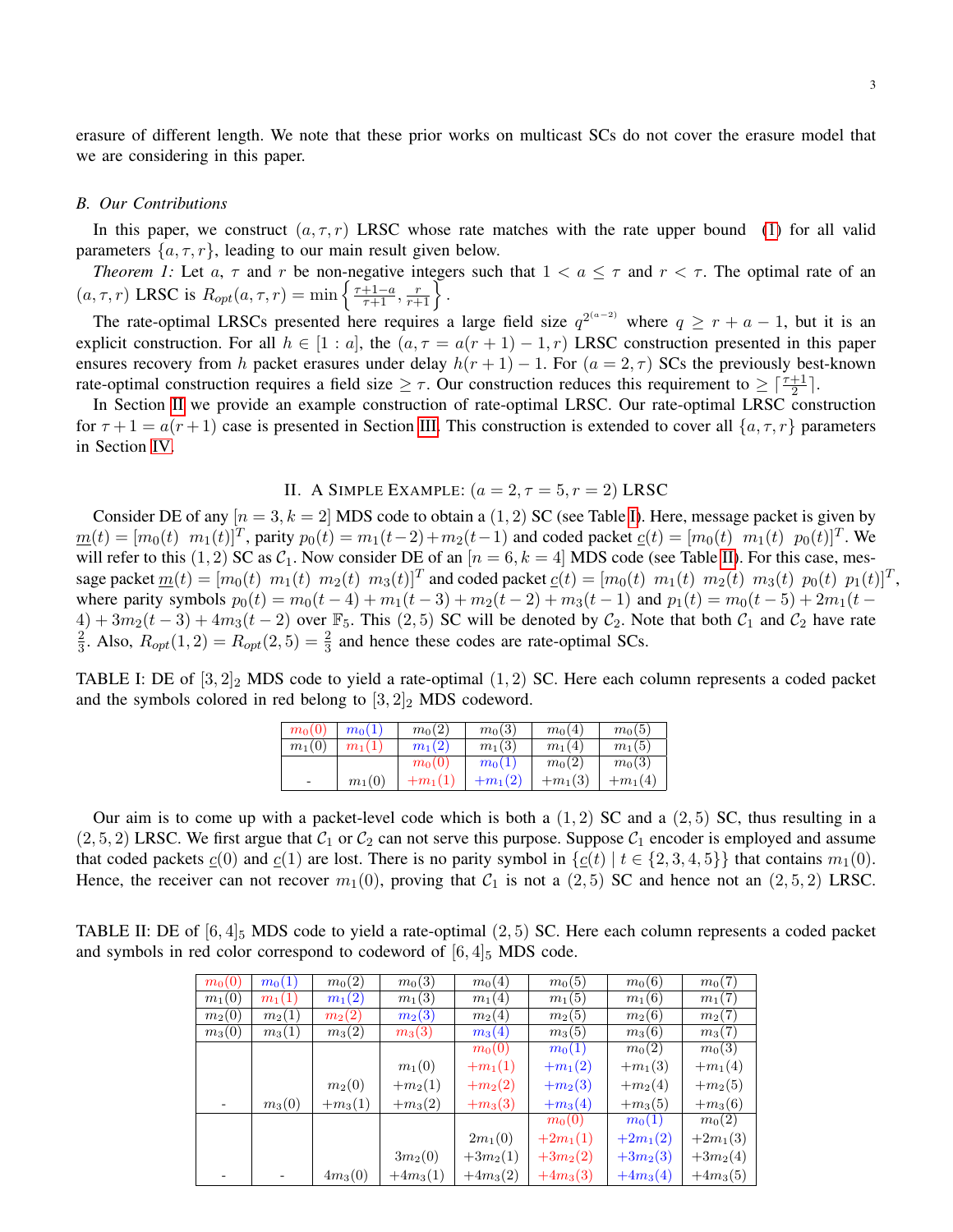erasure of different length. We note that these prior works on multicast SCs do not cover the erasure model that we are considering in this paper.

### B. Our Contributions

In this paper, we construct $(a, \tau, r)$ LRSC whose rate matches with the rate upper bound (1) for all valid parameters $\{a, \tau, r\}$, leading to our main result given below.

*Theorem 1:* Let $a$, $\tau$ and $r$ be non-negative integers such that $1 < a \leq \tau$ and $r < \tau$. The optimal rate of an $(a, \tau, r)$ LRSC is $R_{opt}(a, \tau, r) = \min\left\{\frac{\tau+1-a}{\tau+1}, \frac{r}{r+1}\right\}$.

The rate-optimal LRSCs presented here requires a large field size $q^{2^{(a-2)}}$ where $q \geq r + a - 1$, but it is an explicit construction. For all $h \in [1:a]$, the $(a, \tau = a(r+1) - 1, r)$ LRSC construction presented in this paper ensures recovery from $h$ packet erasures under delay $h(r+1) - 1$. For $(a = 2, \tau)$ SCs the previously best-known rate-optimal construction requires a field size $\geq \tau$. Our construction reduces this requirement to $\geq \lceil \frac{\tau+1}{2} \rceil$.

In Section II we provide an example construction of rate-optimal LRSC. Our rate-optimal LRSC construction for $\tau + 1 = a(r+1)$ case is presented in Section III. This construction is extended to cover all $\{a, \tau, r\}$ parameters in Section IV.

## II. A Simple Example: $(a = 2, \tau = 5, r = 2)$ LRSC

Consider DE of any $[n = 3, k = 2]$ MDS code to obtain a $(1, 2)$ SC (see Table I). Here, message packet is given by $\underline{m}(t) = [m_0(t) \;\; m_1(t)]^T$, parity $p_0(t) = m_1(t-2) + m_2(t-1)$ and coded packet $\underline{c}(t) = [m_0(t) \;\; m_1(t) \;\; p_0(t)]^T$. We will refer to this $(1, 2)$ SC as $\mathcal{C}_1$. Now consider DE of an $[n = 6, k = 4]$ MDS code (see Table II). For this case, message packet $\underline{m}(t) = [m_0(t) \;\; m_1(t) \;\; m_2(t) \;\; m_3(t)]^T$ and coded packet $\underline{c}(t) = [m_0(t) \;\; m_1(t) \;\; m_2(t) \;\; m_3(t) \;\; p_0(t) \;\; p_1(t)]^T$, where parity symbols $p_0(t) = m_0(t-4) + m_1(t-3) + m_2(t-2) + m_3(t-1)$ and $p_1(t) = m_0(t-5) + 2m_1(t-4) + 3m_2(t-3) + 4m_3(t-2)$ over $\mathbb{F}_5$. This $(2, 5)$ SC will be denoted by $\mathcal{C}_2$. Note that both $\mathcal{C}_1$ and $\mathcal{C}_2$ have rate $\frac{2}{3}$. Also, $R_{opt}(1, 2) = R_{opt}(2, 5) = \frac{2}{3}$ and hence these codes are rate-optimal SCs.

TABLE I: DE of $[3, 2]_2$ MDS code to yield a rate-optimal $(1, 2)$ SC. Here each column represents a coded packet and the symbols colored in red belong to $[3, 2]_2$ MDS codeword.

| | | | | | |
|---|---|---|---|---|---|
| $m_0(0)$ | $m_0(1)$ | $m_0(2)$ | $m_0(3)$ | $m_0(4)$ | $m_0(5)$ |
| $m_1(0)$ | $m_1(1)$ | $m_1(2)$ | $m_1(3)$ | $m_1(4)$ | $m_1(5)$ |
| - | $m_1(0)$ | $m_0(0) + m_1(1)$ | $m_0(1) + m_1(2)$ | $m_0(2) + m_1(3)$ | $m_0(3) + m_1(4)$ |

Our aim is to come up with a packet-level code which is both a $(1, 2)$ SC and a $(2, 5)$ SC, thus resulting in a $(2, 5, 2)$ LRSC. We first argue that $\mathcal{C}_1$ or $\mathcal{C}_2$ can not serve this purpose. Suppose $\mathcal{C}_1$ encoder is employed and assume that coded packets $\underline{c}(0)$ and $\underline{c}(1)$ are lost. There is no parity symbol in $\{\underline{c}(t) \mid t \in \{2, 3, 4, 5\}\}$ that contains $m_1(0)$. Hence, the receiver can not recover $m_1(0)$, proving that $\mathcal{C}_1$ is not a $(2, 5)$ SC and hence not an $(2, 5, 2)$ LRSC.

TABLE II: DE of $[6, 4]_5$ MDS code to yield a rate-optimal $(2, 5)$ SC. Here each column represents a coded packet and symbols in red color correspond to codeword of $[6, 4]_5$ MDS code.

| | | | | | | | |
|---|---|---|---|---|---|---|---|
| $m_0(0)$ | $m_0(1)$ | $m_0(2)$ | $m_0(3)$ | $m_0(4)$ | $m_0(5)$ | $m_0(6)$ | $m_0(7)$ |
| $m_1(0)$ | $m_1(1)$ | $m_1(2)$ | $m_1(3)$ | $m_1(4)$ | $m_1(5)$ | $m_1(6)$ | $m_1(7)$ |
| $m_2(0)$ | $m_2(1)$ | $m_2(2)$ | $m_2(3)$ | $m_2(4)$ | $m_2(5)$ | $m_2(6)$ | $m_2(7)$ |
| $m_3(0)$ | $m_3(1)$ | $m_3(2)$ | $m_3(3)$ | $m_3(4)$ | $m_3(5)$ | $m_3(6)$ | $m_3(7)$ |
| - | $m_3(0)$ | $m_2(0) + m_3(1)$ | $m_1(0) + m_2(1) + m_3(2)$ | $m_0(0) + m_1(1) + m_2(2) + m_3(3)$ | $m_0(1) + m_1(2) + m_2(3) + m_3(4)$ | $m_0(2) + m_1(3) + m_2(4) + m_3(5)$ | $m_0(3) + m_1(4) + m_2(5) + m_3(6)$ |
| - | - | $4m_3(0)$ | $3m_2(0) + 4m_3(1)$ | $2m_1(0) + 3m_2(1) + 4m_3(2)$ | $m_0(0) + 2m_1(1) + 3m_2(2) + 4m_3(3)$ | $m_0(1) + 2m_1(2) + 3m_2(3) + 4m_3(4)$ | $m_0(2) + 2m_1(3) + 3m_2(4) + 4m_3(5)$ |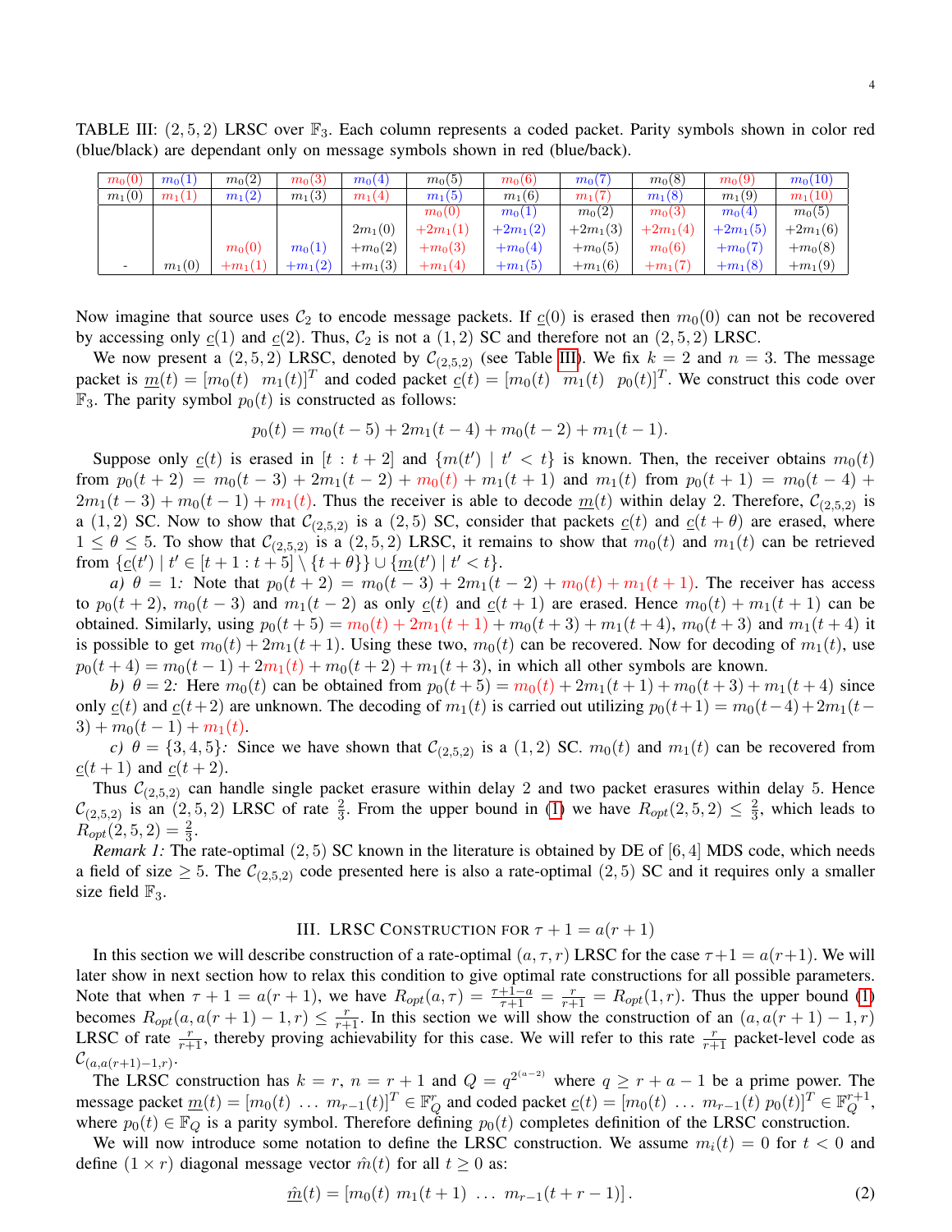TABLE III: $(2,5,2)$ LRSC over $\mathbb{F}_3$. Each column represents a coded packet. Parity symbols shown in color red (blue/black) are dependant only on message symbols shown in red (blue/back).

| $m_0(0)$ | $m_0(1)$ | $m_0(2)$ | $m_0(3)$ | $m_0(4)$ | $m_0(5)$ | $m_0(6)$ | $m_0(7)$ | $m_0(8)$ | $m_0(9)$ | $m_0(10)$ |
|---|---|---|---|---|---|---|---|---|---|---|
| $m_1(0)$ | $m_1(1)$ | $m_1(2)$ | $m_1(3)$ | $m_1(4)$ | $m_1(5)$ | $m_1(6)$ | $m_1(7)$ | $m_1(8)$ | $m_1(9)$ | $m_1(10)$ |
| - | $m_1(0)$ | $m_0(0)$ $+m_1(1)$ | $m_0(1)$ $+m_1(2)$ | $2m_1(0)$ $+m_0(2)$ $+m_1(3)$ | $m_0(0)$ $+2m_1(1)$ $+m_0(3)$ $+m_1(4)$ | $m_0(1)$ $+2m_1(2)$ $+m_0(4)$ $+m_1(5)$ | $m_0(2)$ $+2m_1(3)$ $+m_0(5)$ $+m_1(6)$ | $m_0(3)$ $+2m_1(4)$ $m_0(6)$ $+m_1(7)$ | $m_0(4)$ $+2m_1(5)$ $+m_0(7)$ $+m_1(8)$ | $m_0(5)$ $+2m_1(6)$ $+m_0(8)$ $+m_1(9)$ |

Now imagine that source uses $\mathcal{C}_2$ to encode message packets. If $\underline{c}(0)$ is erased then $m_0(0)$ can not be recovered by accessing only $\underline{c}(1)$ and $\underline{c}(2)$. Thus, $\mathcal{C}_2$ is not a $(1,2)$ SC and therefore not an $(2,5,2)$ LRSC.

We now present a $(2,5,2)$ LRSC, denoted by $\mathcal{C}_{(2,5,2)}$ (see Table III). We fix $k=2$ and $n=3$. The message packet is $\underline{m}(t) = [m_0(t) \;\; m_1(t)]^T$ and coded packet $\underline{c}(t) = [m_0(t) \;\; m_1(t) \;\; p_0(t)]^T$. We construct this code over $\mathbb{F}_3$. The parity symbol $p_0(t)$ is constructed as follows:

$$p_0(t) = m_0(t-5) + 2m_1(t-4) + m_0(t-2) + m_1(t-1).$$

Suppose only $\underline{c}(t)$ is erased in $[t:t+2]$ and $\{m(t') \mid t' < t\}$ is known. Then, the receiver obtains $m_0(t)$ from $p_0(t+2) = m_0(t-3) + 2m_1(t-2) + m_0(t) + m_1(t+1)$ and $m_1(t)$ from $p_0(t+1) = m_0(t-4) + 2m_1(t-3) + m_0(t-1) + m_1(t)$. Thus the receiver is able to decode $\underline{m}(t)$ within delay 2. Therefore, $\mathcal{C}_{(2,5,2)}$ is a $(1,2)$ SC. Now to show that $\mathcal{C}_{(2,5,2)}$ is a $(2,5)$ SC, consider that packets $\underline{c}(t)$ and $\underline{c}(t+\theta)$ are erased, where $1 \le \theta \le 5$. To show that $\mathcal{C}_{(2,5,2)}$ is a $(2,5,2)$ LRSC, it remains to show that $m_0(t)$ and $m_1(t)$ can be retrieved from $\{\underline{c}(t') \mid t' \in [t+1:t+5] \setminus \{t+\theta\}\} \cup \{\underline{m}(t') \mid t' < t\}$.

*a) $\theta = 1$:* Note that $p_0(t+2) = m_0(t-3) + 2m_1(t-2) + m_0(t) + m_1(t+1)$. The receiver has access to $p_0(t+2)$, $m_0(t-3)$ and $m_1(t-2)$ as only $\underline{c}(t)$ and $\underline{c}(t+1)$ are erased. Hence $m_0(t) + m_1(t+1)$ can be obtained. Similarly, using $p_0(t+5) = m_0(t) + 2m_1(t+1) + m_0(t+3) + m_1(t+4)$, $m_0(t+3)$ and $m_1(t+4)$ it is possible to get $m_0(t) + 2m_1(t+1)$. Using these two, $m_0(t)$ can be recovered. Now for decoding of $m_1(t)$, use $p_0(t+4) = m_0(t-1) + 2m_1(t) + m_0(t+2) + m_1(t+3)$, in which all other symbols are known.

*b) $\theta = 2$:* Here $m_0(t)$ can be obtained from $p_0(t+5) = m_0(t) + 2m_1(t+1) + m_0(t+3) + m_1(t+4)$ since only $\underline{c}(t)$ and $\underline{c}(t+2)$ are unknown. The decoding of $m_1(t)$ is carried out utilizing $p_0(t+1) = m_0(t-4) + 2m_1(t-3) + m_0(t-1) + m_1(t)$.

*c) $\theta = \{3,4,5\}$:* Since we have shown that $\mathcal{C}_{(2,5,2)}$ is a $(1,2)$ SC. $m_0(t)$ and $m_1(t)$ can be recovered from $\underline{c}(t+1)$ and $\underline{c}(t+2)$.

Thus $\mathcal{C}_{(2,5,2)}$ can handle single packet erasure within delay 2 and two packet erasures within delay 5. Hence $\mathcal{C}_{(2,5,2)}$ is an $(2,5,2)$ LRSC of rate $\frac{2}{3}$. From the upper bound in (1) we have $R_{opt}(2,5,2) \le \frac{2}{3}$, which leads to $R_{opt}(2,5,2) = \frac{2}{3}$.

*Remark 1:* The rate-optimal $(2,5)$ SC known in the literature is obtained by DE of $[6,4]$ MDS code, which needs a field of size $\ge 5$. The $\mathcal{C}_{(2,5,2)}$ code presented here is also a rate-optimal $(2,5)$ SC and it requires only a smaller size field $\mathbb{F}_3$.

## III. LRSC Construction for $\tau + 1 = a(r+1)$

In this section we will describe construction of a rate-optimal $(a,\tau,r)$ LRSC for the case $\tau+1 = a(r+1)$. We will later show in next section how to relax this condition to give optimal rate constructions for all possible parameters. Note that when $\tau+1 = a(r+1)$, we have $R_{opt}(a,\tau) = \frac{\tau+1-a}{\tau+1} = \frac{r}{r+1} = R_{opt}(1,r)$. Thus the upper bound (1) becomes $R_{opt}(a, a(r+1)-1, r) \le \frac{r}{r+1}$. In this section we will show the construction of an $(a, a(r+1)-1, r)$ LRSC of rate $\frac{r}{r+1}$, thereby proving achievability for this case. We will refer to this rate $\frac{r}{r+1}$ packet-level code as $\mathcal{C}_{(a,a(r+1)-1,r)}$.

The LRSC construction has $k = r$, $n = r+1$ and $Q = q^{2^{(a-2)}}$ where $q \ge r+a-1$ be a prime power. The message packet $\underline{m}(t) = [m_0(t) \; \ldots \; m_{r-1}(t)]^T \in \mathbb{F}_Q^r$ and coded packet $\underline{c}(t) = [m_0(t) \; \ldots \; m_{r-1}(t) \; p_0(t)]^T \in \mathbb{F}_Q^{r+1}$, where $p_0(t) \in \mathbb{F}_Q$ is a parity symbol. Therefore defining $p_0(t)$ completes definition of the LRSC construction.

We will now introduce some notation to define the LRSC construction. We assume $m_i(t) = 0$ for $t < 0$ and define $(1 \times r)$ diagonal message vector $\hat{m}(t)$ for all $t \ge 0$ as:

$$\underline{\hat{m}}(t) = [m_0(t) \; m_1(t+1) \; \ldots \; m_{r-1}(t+r-1)]. \tag{2}$$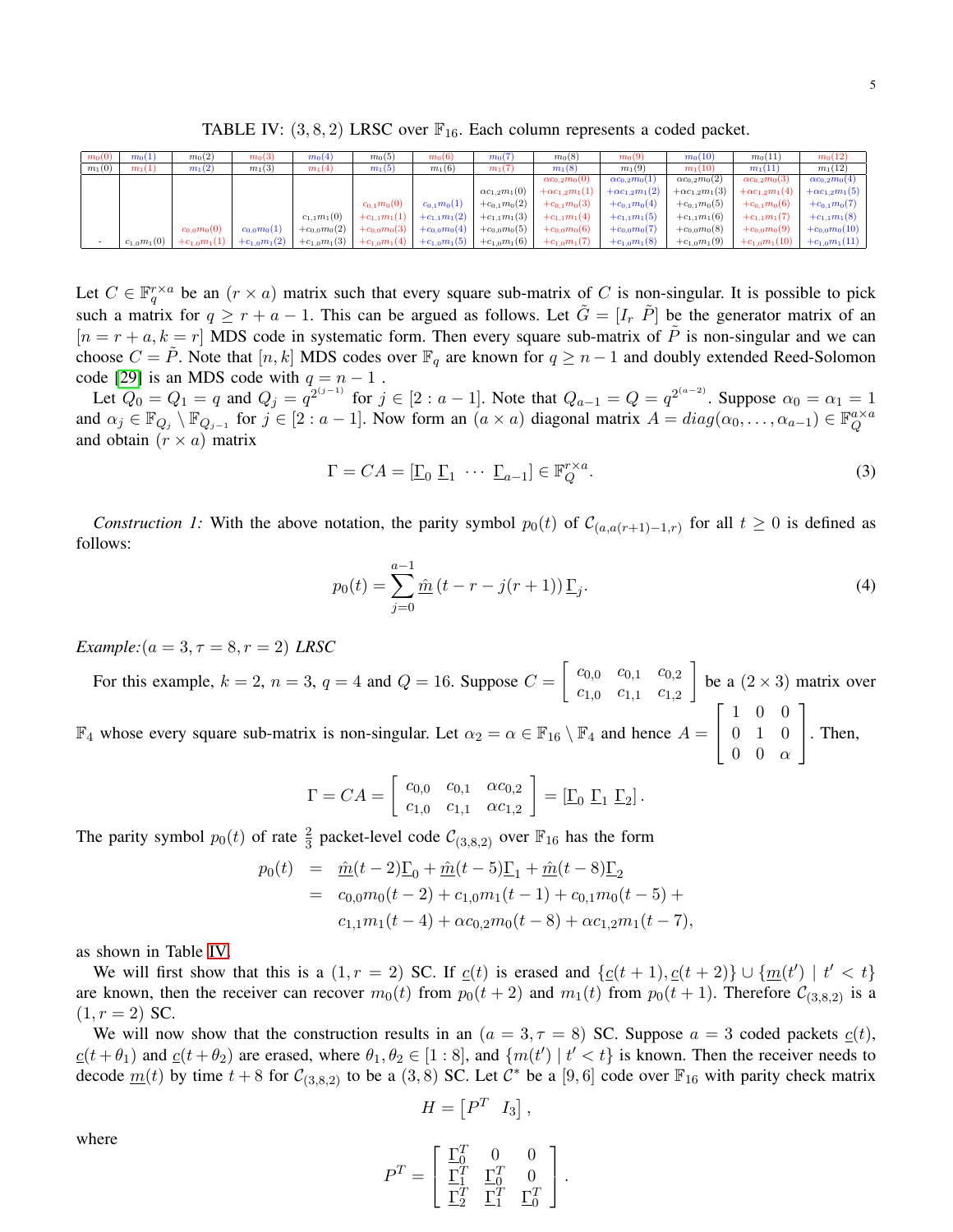TABLE IV: $(3,8,2)$ LRSC over $\mathbb{F}_{16}$. Each column represents a coded packet.

| $m_0(0)$ | $m_0(1)$ | $m_0(2)$ | $m_0(3)$ | $m_0(4)$ | $m_0(5)$ | $m_0(6)$ | $m_0(7)$ | $m_0(8)$ | $m_0(9)$ | $m_0(10)$ | $m_0(11)$ | $m_0(12)$ |
|---|---|---|---|---|---|---|---|---|---|---|---|---|
| $m_1(0)$ | $m_1(1)$ | $m_1(2)$ | $m_1(3)$ | $m_1(4)$ | $m_1(5)$ | $m_1(6)$ | $m_1(7)$ | $m_1(8)$ | $m_1(9)$ | $m_1(10)$ | $m_1(11)$ | $m_1(12)$ |
| | | | | | | | | $\alpha c_{0,2}m_0(0)$ | $\alpha c_{0,2}m_0(1)$ | $\alpha c_{0,2}m_0(2)$ | $\alpha c_{0,2}m_0(3)$ | $\alpha c_{0,2}m_0(4)$ |
| | | | | | | | $\alpha c_{1,2}m_1(0)$ | $+\alpha c_{1,2}m_1(1)$ | $+\alpha c_{1,2}m_1(2)$ | $+\alpha c_{1,2}m_1(3)$ | $+\alpha c_{1,2}m_1(4)$ | $+\alpha c_{1,2}m_1(5)$ |
| | | | | | $c_{0,1}m_0(0)$ | $c_{0,1}m_0(1)$ | $+c_{0,1}m_0(2)$ | $+c_{0,1}m_0(3)$ | $+c_{0,1}m_0(4)$ | $+c_{0,1}m_0(5)$ | $+c_{0,1}m_0(6)$ | $+c_{0,1}m_0(7)$ |
| | | | | $c_{1,1}m_1(0)$ | $+c_{1,1}m_1(1)$ | $+c_{1,1}m_1(2)$ | $+c_{1,1}m_1(3)$ | $+c_{1,1}m_1(4)$ | $+c_{1,1}m_1(5)$ | $+c_{1,1}m_1(6)$ | $+c_{1,1}m_1(7)$ | $+c_{1,1}m_1(8)$ |
| | | $c_{0,0}m_0(0)$ | $c_{0,0}m_0(1)$ | $+c_{0,0}m_0(2)$ | $+c_{0,0}m_0(3)$ | $+c_{0,0}m_0(4)$ | $+c_{0,0}m_0(5)$ | $+c_{0,0}m_0(6)$ | $+c_{0,0}m_0(7)$ | $+c_{0,0}m_0(8)$ | $+c_{0,0}m_0(9)$ | $+c_{0,0}m_0(10)$ |
| - | $c_{1,0}m_1(0)$ | $+c_{1,0}m_1(1)$ | $+c_{1,0}m_1(2)$ | $+c_{1,0}m_1(3)$ | $+c_{1,0}m_1(4)$ | $+c_{1,0}m_1(5)$ | $+c_{1,0}m_1(6)$ | $+c_{1,0}m_1(7)$ | $+c_{1,0}m_1(8)$ | $+c_{1,0}m_1(9)$ | $+c_{1,0}m_1(10)$ | $+c_{1,0}m_1(11)$ |

Let $C \in \mathbb{F}_q^{r\times a}$ be an $(r \times a)$ matrix such that every square sub-matrix of $C$ is non-singular. It is possible to pick such a matrix for $q \geq r+a-1$. This can be argued as follows. Let $\tilde{G} = [I_r \ \tilde{P}]$ be the generator matrix of an $[n=r+a, k=r]$ MDS code in systematic form. Then every square sub-matrix of $\tilde{P}$ is non-singular and we can choose $C = \tilde{P}$. Note that $[n,k]$ MDS codes over $\mathbb{F}_q$ are known for $q \geq n-1$ and doubly extended Reed-Solomon code [29] is an MDS code with $q = n-1$ .

Let $Q_0 = Q_1 = q$ and $Q_j = q^{2^{(j-1)}}$ for $j \in [2:a-1]$. Note that $Q_{a-1} = Q = q^{2^{(a-2)}}$. Suppose $\alpha_0 = \alpha_1 = 1$ and $\alpha_j \in \mathbb{F}_{Q_j} \setminus \mathbb{F}_{Q_{j-1}}$ for $j \in [2:a-1]$. Now form an $(a\times a)$ diagonal matrix $A = diag(\alpha_0,\ldots,\alpha_{a-1}) \in \mathbb{F}_Q^{a\times a}$ and obtain $(r\times a)$ matrix

$$\Gamma = CA = [\underline{\Gamma}_0 \ \underline{\Gamma}_1 \ \cdots \ \underline{\Gamma}_{a-1}] \in \mathbb{F}_Q^{r\times a}. \tag{3}$$

*Construction 1:* With the above notation, the parity symbol $p_0(t)$ of $\mathcal{C}_{(a,a(r+1)-1,r)}$ for all $t \geq 0$ is defined as follows:

$$p_0(t) = \sum_{j=0}^{a-1} \underline{\hat{m}}\left(t-r-j(r+1)\right)\underline{\Gamma}_j. \tag{4}$$

*Example:*$(a=3, \tau=8, r=2)$ ***LRSC***

For this example, $k=2$, $n=3$, $q=4$ and $Q=16$. Suppose $C = \begin{bmatrix} c_{0,0} & c_{0,1} & c_{0,2} \\ c_{1,0} & c_{1,1} & c_{1,2} \end{bmatrix}$ be a $(2\times 3)$ matrix over $\mathbb{F}_4$ whose every square sub-matrix is non-singular. Let $\alpha_2 = \alpha \in \mathbb{F}_{16}\setminus\mathbb{F}_4$ and hence $A = \begin{bmatrix} 1 & 0 & 0 \\ 0 & 1 & 0 \\ 0 & 0 & \alpha \end{bmatrix}$. Then,

$$\Gamma = CA = \begin{bmatrix} c_{0,0} & c_{0,1} & \alpha c_{0,2} \\ c_{1,0} & c_{1,1} & \alpha c_{1,2} \end{bmatrix} = [\underline{\Gamma}_0 \ \underline{\Gamma}_1 \ \underline{\Gamma}_2].$$

The parity symbol $p_0(t)$ of rate $\frac{2}{3}$ packet-level code $\mathcal{C}_{(3,8,2)}$ over $\mathbb{F}_{16}$ has the form

$$\begin{aligned} p_0(t) &= \underline{\hat{m}}(t-2)\underline{\Gamma}_0 + \underline{\hat{m}}(t-5)\underline{\Gamma}_1 + \underline{\hat{m}}(t-8)\underline{\Gamma}_2 \\ &= c_{0,0}m_0(t-2) + c_{1,0}m_1(t-1) + c_{0,1}m_0(t-5) + \\ &\quad\ c_{1,1}m_1(t-4) + \alpha c_{0,2}m_0(t-8) + \alpha c_{1,2}m_1(t-7), \end{aligned}$$

as shown in Table IV.

We will first show that this is a $(1, r=2)$ SC. If $\underline{c}(t)$ is erased and $\{\underline{c}(t+1), \underline{c}(t+2)\} \cup \{\underline{m}(t') \mid t' < t\}$ are known, then the receiver can recover $m_0(t)$ from $p_0(t+2)$ and $m_1(t)$ from $p_0(t+1)$. Therefore $\mathcal{C}_{(3,8,2)}$ is a $(1, r=2)$ SC.

We will now show that the construction results in an $(a=3, \tau=8)$ SC. Suppose $a=3$ coded packets $\underline{c}(t)$, $\underline{c}(t+\theta_1)$ and $\underline{c}(t+\theta_2)$ are erased, where $\theta_1, \theta_2 \in [1:8]$, and $\{m(t') \mid t' < t\}$ is known. Then the receiver needs to decode $\underline{m}(t)$ by time $t+8$ for $\mathcal{C}_{(3,8,2)}$ to be a $(3,8)$ SC. Let $\mathcal{C}^*$ be a $[9,6]$ code over $\mathbb{F}_{16}$ with parity check matrix

$$H = \begin{bmatrix} P^T & I_3 \end{bmatrix},$$

where

$$P^T = \begin{bmatrix} \underline{\Gamma}_0^T & 0 & 0 \\ \underline{\Gamma}_1^T & \underline{\Gamma}_0^T & 0 \\ \underline{\Gamma}_2^T & \underline{\Gamma}_1^T & \underline{\Gamma}_0^T \end{bmatrix}.$$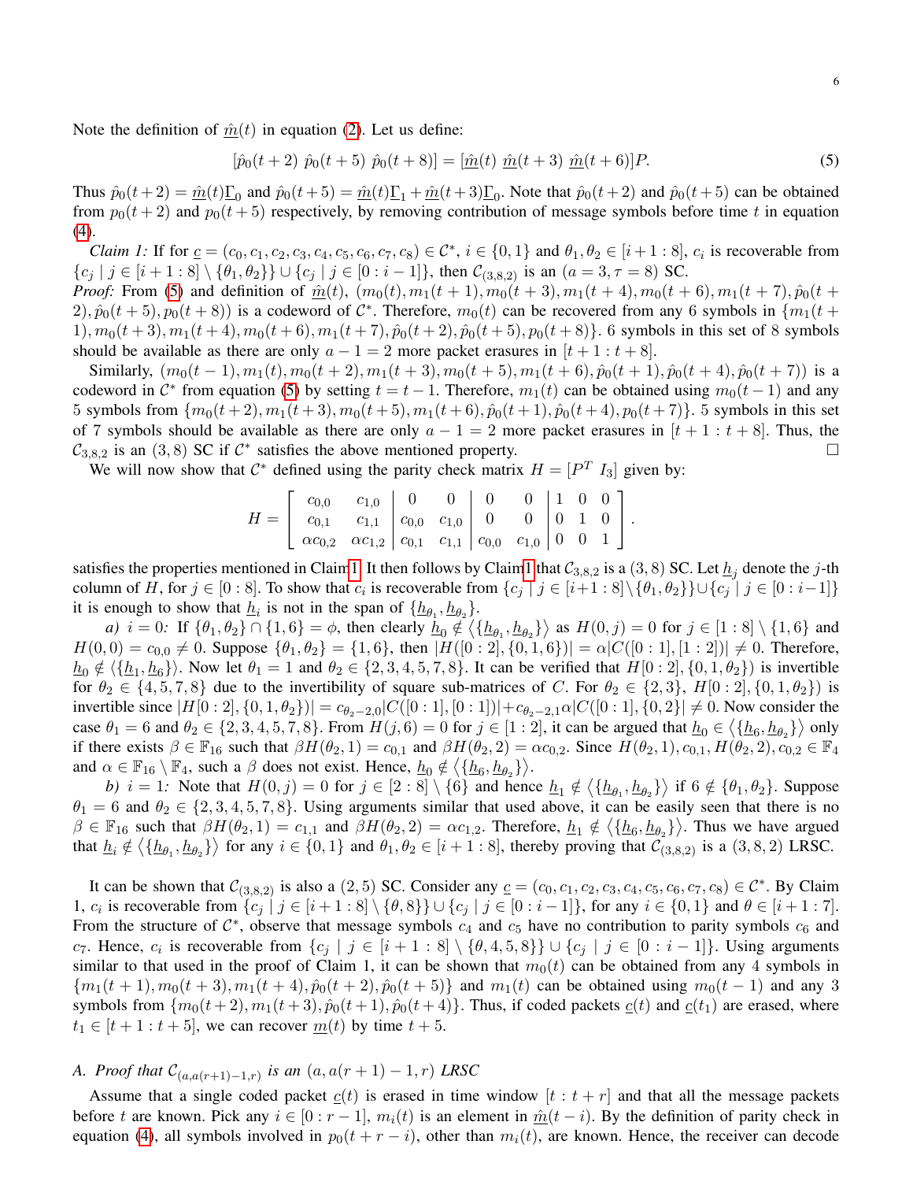Note the definition of $\underline{\hat{m}}(t)$ in equation (2). Let us define:

$$[\hat{p}_0(t+2)\ \hat{p}_0(t+5)\ \hat{p}_0(t+8)] = [\underline{\hat{m}}(t)\ \underline{\hat{m}}(t+3)\ \underline{\hat{m}}(t+6)]P. \quad (5)$$

Thus $\hat{p}_0(t+2) = \underline{\hat{m}}(t)\underline{\Gamma}_0$ and $\hat{p}_0(t+5) = \underline{\hat{m}}(t)\underline{\Gamma}_1 + \underline{\hat{m}}(t+3)\underline{\Gamma}_0$. Note that $\hat{p}_0(t+2)$ and $\hat{p}_0(t+5)$ can be obtained from $p_0(t+2)$ and $p_0(t+5)$ respectively, by removing contribution of message symbols before time $t$ in equation (4).

*Claim 1:* If for $\underline{c} = (c_0, c_1, c_2, c_3, c_4, c_5, c_6, c_7, c_8) \in \mathcal{C}^*$, $i \in \{0, 1\}$ and $\theta_1, \theta_2 \in [i+1:8]$, $c_i$ is recoverable from $\{c_j \mid j \in [i+1:8] \setminus \{\theta_1, \theta_2\}\} \cup \{c_j \mid j \in [0:i-1]\}$, then $\mathcal{C}_{(3,8,2)}$ is an $(a = 3, \tau = 8)$ SC.

*Proof:* From (5) and definition of $\underline{\hat{m}}(t)$, $(m_0(t), m_1(t+1), m_0(t+3), m_1(t+4), m_0(t+6), m_1(t+7), \hat{p}_0(t+2), \hat{p}_0(t+5), p_0(t+8))$ is a codeword of $\mathcal{C}^*$. Therefore, $m_0(t)$ can be recovered from any 6 symbols in $\{m_1(t+1), m_0(t+3), m_1(t+4), m_0(t+6), m_1(t+7), \hat{p}_0(t+2), \hat{p}_0(t+5), p_0(t+8)\}$. 6 symbols in this set of 8 symbols should be available as there are only $a-1 = 2$ more packet erasures in $[t+1:t+8]$.

Similarly, $(m_0(t-1), m_1(t), m_0(t+2), m_1(t+3), m_0(t+5), m_1(t+6), \hat{p}_0(t+1), \hat{p}_0(t+4), \hat{p}_0(t+7))$ is a codeword in $\mathcal{C}^*$ from equation (5) by setting $t = t-1$. Therefore, $m_1(t)$ can be obtained using $m_0(t-1)$ and any 5 symbols from $\{m_0(t+2), m_1(t+3), m_0(t+5), m_1(t+6), \hat{p}_0(t+1), \hat{p}_0(t+4), p_0(t+7)\}$. 5 symbols in this set of 7 symbols should be available as there are only $a-1 = 2$ more packet erasures in $[t+1:t+8]$. Thus, the $\mathcal{C}_{3,8,2}$ is an $(3,8)$ SC if $\mathcal{C}^*$ satisfies the above mentioned property. $\square$

We will now show that $\mathcal{C}^*$ defined using the parity check matrix $H = [P^T\ I_3]$ given by:

$$H = \left[\begin{array}{cc|cc|cc|ccc} c_{0,0} & c_{1,0} & 0 & 0 & 0 & 0 & 1 & 0 & 0 \\ c_{0,1} & c_{1,1} & c_{0,0} & c_{1,0} & 0 & 0 & 0 & 1 & 0 \\ \alpha c_{0,2} & \alpha c_{1,2} & c_{0,1} & c_{1,1} & c_{0,0} & c_{1,0} & 0 & 0 & 1 \end{array}\right].$$

satisfies the properties mentioned in Claim 1. It then follows by Claim 1 that $\mathcal{C}_{3,8,2}$ is a $(3,8)$ SC. Let $\underline{h}_j$ denote the $j$-th column of $H$, for $j \in [0:8]$. To show that $c_i$ is recoverable from $\{c_j \mid j \in [i+1:8] \setminus \{\theta_1, \theta_2\}\} \cup \{c_j \mid j \in [0:i-1]\}$ it is enough to show that $\underline{h}_i$ is not in the span of $\{\underline{h}_{\theta_1}, \underline{h}_{\theta_2}\}$.

*a) $i = 0$:* If $\{\theta_1, \theta_2\} \cap \{1, 6\} = \phi$, then clearly $\underline{h}_0 \notin \langle\{\underline{h}_{\theta_1}, \underline{h}_{\theta_2}\}\rangle$ as $H(0,j) = 0$ for $j \in [1:8] \setminus \{1, 6\}$ and $H(0,0) = c_{0,0} \neq 0$. Suppose $\{\theta_1, \theta_2\} = \{1, 6\}$, then $|H([0:2], \{0,1,6\})| = \alpha |C([0:1],[1:2])| \neq 0$. Therefore, $\underline{h}_0 \notin \langle\{\underline{h}_1, \underline{h}_6\}\rangle$. Now let $\theta_1 = 1$ and $\theta_2 \in \{2,3,4,5,7,8\}$. It can be verified that $H[0:2], \{0, 1, \theta_2\})$ is invertible for $\theta_2 \in \{4,5,7,8\}$ due to the invertibility of square sub-matrices of $C$. For $\theta_2 \in \{2,3\}$, $H[0:2], \{0,1,\theta_2\})$ is invertible since $|H[0:2], \{0,1,\theta_2\})| = c_{\theta_2-2,0}|C([0:1],[0:1])| + c_{\theta_2-2,1}\alpha|C([0:1],\{0,2\}| \neq 0$. Now consider the case $\theta_1 = 6$ and $\theta_2 \in \{2,3,4,5,7,8\}$. From $H(j,6) = 0$ for $j \in [1:2]$, it can be argued that $\underline{h}_0 \in \langle\{\underline{h}_6, \underline{h}_{\theta_2}\}\rangle$ only if there exists $\beta \in \mathbb{F}_{16}$ such that $\beta H(\theta_2, 1) = c_{0,1}$ and $\beta H(\theta_2, 2) = \alpha c_{0,2}$. Since $H(\theta_2,1), c_{0,1}, H(\theta_2,2), c_{0,2} \in \mathbb{F}_4$ and $\alpha \in \mathbb{F}_{16} \setminus \mathbb{F}_4$, such a $\beta$ does not exist. Hence, $\underline{h}_0 \notin \langle\{\underline{h}_6, \underline{h}_{\theta_2}\}\rangle$.

*b) $i = 1$:* Note that $H(0,j) = 0$ for $j \in [2:8] \setminus \{6\}$ and hence $\underline{h}_1 \notin \langle\{\underline{h}_{\theta_1}, \underline{h}_{\theta_2}\}\rangle$ if $6 \notin \{\theta_1, \theta_2\}$. Suppose $\theta_1 = 6$ and $\theta_2 \in \{2,3,4,5,7,8\}$. Using arguments similar that used above, it can be easily seen that there is no $\beta \in \mathbb{F}_{16}$ such that $\beta H(\theta_2, 1) = c_{1,1}$ and $\beta H(\theta_2, 2) = \alpha c_{1,2}$. Therefore, $\underline{h}_1 \notin \langle\{\underline{h}_6, \underline{h}_{\theta_2}\}\rangle$. Thus we have argued that $\underline{h}_i \notin \langle\{\underline{h}_{\theta_1}, \underline{h}_{\theta_2}\}\rangle$ for any $i \in \{0,1\}$ and $\theta_1, \theta_2 \in [i+1:8]$, thereby proving that $\mathcal{C}_{(3,8,2)}$ is a $(3,8,2)$ LRSC.

It can be shown that $\mathcal{C}_{(3,8,2)}$ is also a $(2,5)$ SC. Consider any $\underline{c} = (c_0, c_1, c_2, c_3, c_4, c_5, c_6, c_7, c_8) \in \mathcal{C}^*$. By Claim 1, $c_i$ is recoverable from $\{c_j \mid j \in [i+1:8] \setminus \{\theta, 8\}\} \cup \{c_j \mid j \in [0:i-1]\}$, for any $i \in \{0,1\}$ and $\theta \in [i+1:7]$. From the structure of $\mathcal{C}^*$, observe that message symbols $c_4$ and $c_5$ have no contribution to parity symbols $c_6$ and $c_7$. Hence, $c_i$ is recoverable from $\{c_j \mid j \in [i+1:8] \setminus \{\theta, 4, 5, 8\}\} \cup \{c_j \mid j \in [0:i-1]\}$. Using arguments similar to that used in the proof of Claim 1, it can be shown that $m_0(t)$ can be obtained from any 4 symbols in $\{m_1(t+1), m_0(t+3), m_1(t+4), \hat{p}_0(t+2), \hat{p}_0(t+5)\}$ and $m_1(t)$ can be obtained using $m_0(t-1)$ and any 3 symbols from $\{m_0(t+2), m_1(t+3), \hat{p}_0(t+1), \hat{p}_0(t+4)\}$. Thus, if coded packets $\underline{c}(t)$ and $\underline{c}(t_1)$ are erased, where $t_1 \in [t+1:t+5]$, we can recover $\underline{m}(t)$ by time $t+5$.

### A. Proof that $\mathcal{C}_{(a,a(r+1)-1,r)}$ is an $(a, a(r+1)-1, r)$ LRSC

Assume that a single coded packet $\underline{c}(t)$ is erased in time window $[t:t+r]$ and that all the message packets before $t$ are known. Pick any $i \in [0:r-1]$, $m_i(t)$ is an element in $\underline{\hat{m}}(t-i)$. By the definition of parity check in equation (4), all symbols involved in $p_0(t+r-i)$, other than $m_i(t)$, are known. Hence, the receiver can decode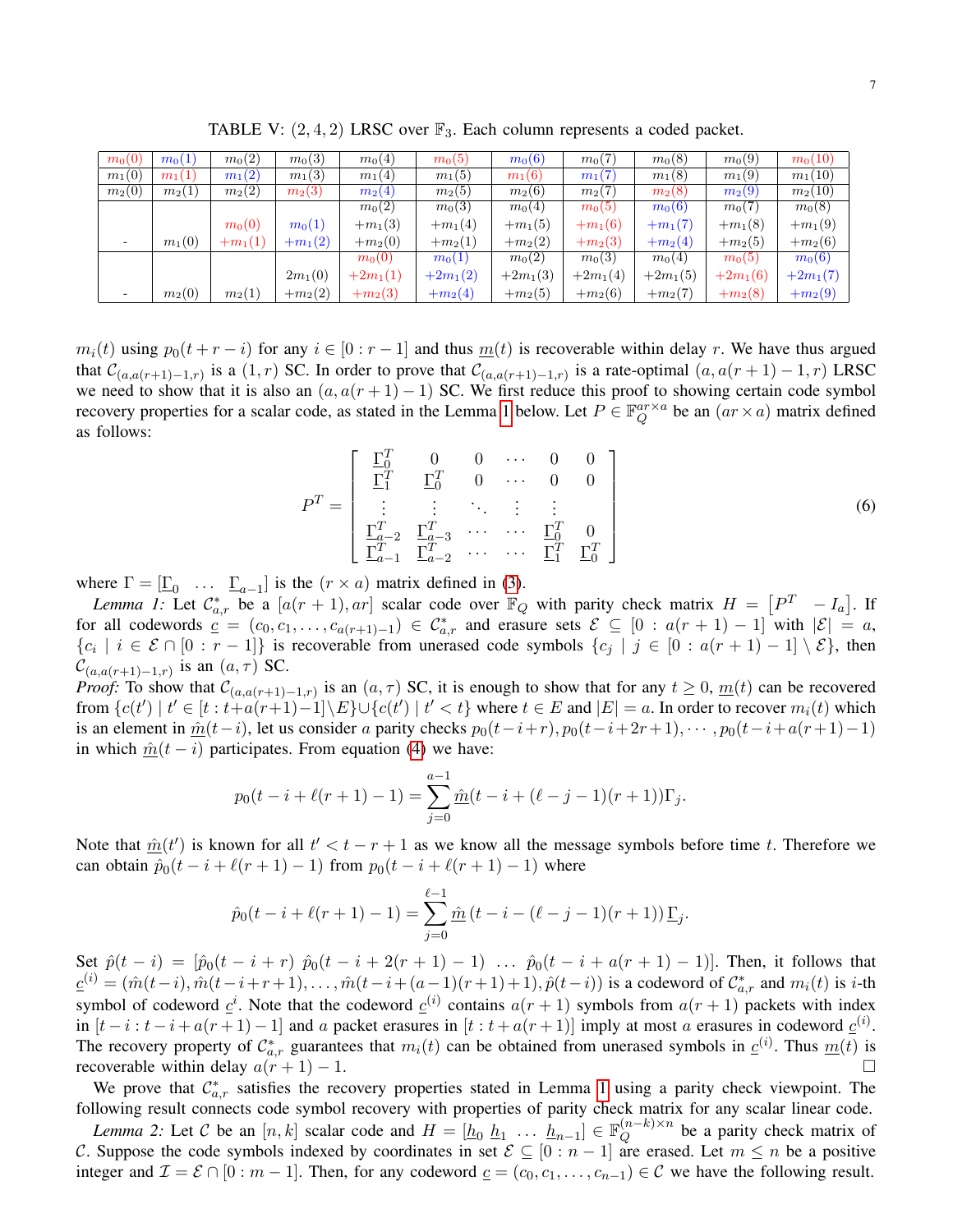TABLE V: $(2,4,2)$ LRSC over $\mathbb{F}_3$. Each column represents a coded packet.

| $m_0(0)$ | $m_0(1)$ | $m_0(2)$ | $m_0(3)$ | $m_0(4)$ | $m_0(5)$ | $m_0(6)$ | $m_0(7)$ | $m_0(8)$ | $m_0(9)$ | $m_0(10)$ |
|---|---|---|---|---|---|---|---|---|---|---|
| $m_1(0)$ | $m_1(1)$ | $m_1(2)$ | $m_1(3)$ | $m_1(4)$ | $m_1(5)$ | $m_1(6)$ | $m_1(7)$ | $m_1(8)$ | $m_1(9)$ | $m_1(10)$ |
| $m_2(0)$ | $m_2(1)$ | $m_2(2)$ | $m_2(3)$ | $m_2(4)$ | $m_2(5)$ | $m_2(6)$ | $m_2(7)$ | $m_2(8)$ | $m_2(9)$ | $m_2(10)$ |
| - | $m_1(0)$ | $m_0(0)$ $+m_1(1)$ | $m_0(1)$ $+m_1(2)$ | $m_0(2)$ $+m_1(3)$ $+m_2(0)$ | $m_0(3)$ $+m_1(4)$ $+m_2(1)$ | $m_0(4)$ $+m_1(5)$ $+m_2(2)$ | $m_0(5)$ $+m_1(6)$ $+m_2(3)$ | $m_0(6)$ $+m_1(7)$ $+m_2(4)$ | $m_0(7)$ $+m_1(8)$ $+m_2(5)$ | $m_0(8)$ $+m_1(9)$ $+m_2(6)$ |
| - | $m_2(0)$ | $m_2(1)$ | $2m_1(0)$ $+m_2(2)$ | $m_0(0)$ $+2m_1(1)$ $+m_2(3)$ | $m_0(1)$ $+2m_1(2)$ $+m_2(4)$ | $m_0(2)$ $+2m_1(3)$ $+m_2(5)$ | $m_0(3)$ $+2m_1(4)$ $+m_2(6)$ | $m_0(4)$ $+2m_1(5)$ $+m_2(7)$ | $m_0(5)$ $+2m_1(6)$ $+m_2(8)$ | $m_0(6)$ $+2m_1(7)$ $+m_2(9)$ |

$m_i(t)$ using $p_0(t+r-i)$ for any $i \in [0:r-1]$ and thus $\underline{m}(t)$ is recoverable within delay $r$. We have thus argued that $\mathcal{C}_{(a,a(r+1)-1,r)}$ is a $(1,r)$ SC. In order to prove that $\mathcal{C}_{(a,a(r+1)-1,r)}$ is a rate-optimal $(a, a(r+1)-1, r)$ LRSC we need to show that it is also an $(a, a(r+1)-1)$ SC. We first reduce this proof to showing certain code symbol recovery properties for a scalar code, as stated in the Lemma 1 below. Let $P \in \mathbb{F}_Q^{ar \times a}$ be an $(ar \times a)$ matrix defined as follows:

$$P^T = \begin{bmatrix} \underline{\Gamma}_0^T & 0 & 0 & \cdots & 0 & 0 \\ \underline{\Gamma}_1^T & \underline{\Gamma}_0^T & 0 & \cdots & 0 & 0 \\ \vdots & \vdots & \ddots & \vdots & \vdots & \\ \underline{\Gamma}_{a-2}^T & \underline{\Gamma}_{a-3}^T & \cdots & \cdots & \underline{\Gamma}_0^T & 0 \\ \underline{\Gamma}_{a-1}^T & \underline{\Gamma}_{a-2}^T & \cdots & \cdots & \underline{\Gamma}_1^T & \underline{\Gamma}_0^T \end{bmatrix} \tag{6}$$

where $\Gamma = [\underline{\Gamma}_0 \ \ \ldots \ \ \underline{\Gamma}_{a-1}]$ is the $(r \times a)$ matrix defined in (3).

*Lemma 1:* Let $\mathcal{C}^*_{a,r}$ be a $[a(r+1), ar]$ scalar code over $\mathbb{F}_Q$ with parity check matrix $H = \begin{bmatrix} P^T & -I_a \end{bmatrix}$. If for all codewords $\underline{c} = (c_0, c_1, \ldots, c_{a(r+1)-1}) \in \mathcal{C}^*_{a,r}$ and erasure sets $\mathcal{E} \subseteq [0 : a(r+1)-1]$ with $|\mathcal{E}| = a$, $\{c_i \mid i \in \mathcal{E} \cap [0:r-1]\}$ is recoverable from unerased code symbols $\{c_j \mid j \in [0 : a(r+1)-1] \setminus \mathcal{E}\}$, then $\mathcal{C}_{(a,a(r+1)-1,r)}$ is an $(a, \tau)$ SC.

*Proof:* To show that $\mathcal{C}_{(a,a(r+1)-1,r)}$ is an $(a,\tau)$ SC, it is enough to show that for any $t \geq 0$, $\underline{m}(t)$ can be recovered from $\{c(t') \mid t' \in [t : t+a(r+1)-1] \setminus E\} \cup \{c(t') \mid t' < t\}$ where $t \in E$ and $|E| = a$. In order to recover $m_i(t)$ which is an element in $\underline{\hat{m}}(t-i)$, let us consider $a$ parity checks $p_0(t-i+r), p_0(t-i+2r+1), \cdots, p_0(t-i+a(r+1)-1)$ in which $\underline{\hat{m}}(t-i)$ participates. From equation (4) we have:

$$p_0(t-i+\ell(r+1)-1) = \sum_{j=0}^{a-1} \underline{\hat{m}}(t-i+(\ell-j-1)(r+1))\Gamma_j.$$

Note that $\underline{\hat{m}}(t')$ is known for all $t' < t-r+1$ as we know all the message symbols before time $t$. Therefore we can obtain $\hat{p}_0(t-i+\ell(r+1)-1)$ from $p_0(t-i+\ell(r+1)-1)$ where

$$\hat{p}_0(t-i+\ell(r+1)-1) = \sum_{j=0}^{\ell-1} \underline{\hat{m}}\left(t-i-(\ell-j-1)(r+1)\right)\underline{\Gamma}_j.$$

Set $\hat{p}(t-i) = [\hat{p}_0(t-i+r) \ \hat{p}_0(t-i+2(r+1)-1) \ \ldots \ \hat{p}_0(t-i+a(r+1)-1)]$. Then, it follows that $\underline{c}^{(i)} = (\hat{m}(t-i), \hat{m}(t-i+r+1), \ldots, \hat{m}(t-i+(a-1)(r+1)+1), \hat{p}(t-i))$ is a codeword of $\mathcal{C}^*_{a,r}$ and $m_i(t)$ is $i$-th symbol of codeword $\underline{c}^i$. Note that the codeword $\underline{c}^{(i)}$ contains $a(r+1)$ symbols from $a(r+1)$ packets with index in $[t-i : t-i+a(r+1)-1]$ and $a$ packet erasures in $[t : t+a(r+1)]$ imply at most $a$ erasures in codeword $\underline{c}^{(i)}$. The recovery property of $\mathcal{C}^*_{a,r}$ guarantees that $m_i(t)$ can be obtained from unerased symbols in $\underline{c}^{(i)}$. Thus $\underline{m}(t)$ is recoverable within delay $a(r+1)-1$. □

We prove that $\mathcal{C}^*_{a,r}$ satisfies the recovery properties stated in Lemma 1 using a parity check viewpoint. The following result connects code symbol recovery with properties of parity check matrix for any scalar linear code.

*Lemma 2:* Let $\mathcal{C}$ be an $[n,k]$ scalar code and $H = [\underline{h}_0 \ \underline{h}_1 \ \ldots \ \underline{h}_{n-1}] \in \mathbb{F}_Q^{(n-k)\times n}$ be a parity check matrix of $\mathcal{C}$. Suppose the code symbols indexed by coordinates in set $\mathcal{E} \subseteq [0 : n-1]$ are erased. Let $m \leq n$ be a positive integer and $\mathcal{I} = \mathcal{E} \cap [0 : m-1]$. Then, for any codeword $\underline{c} = (c_0, c_1, \ldots, c_{n-1}) \in \mathcal{C}$ we have the following result.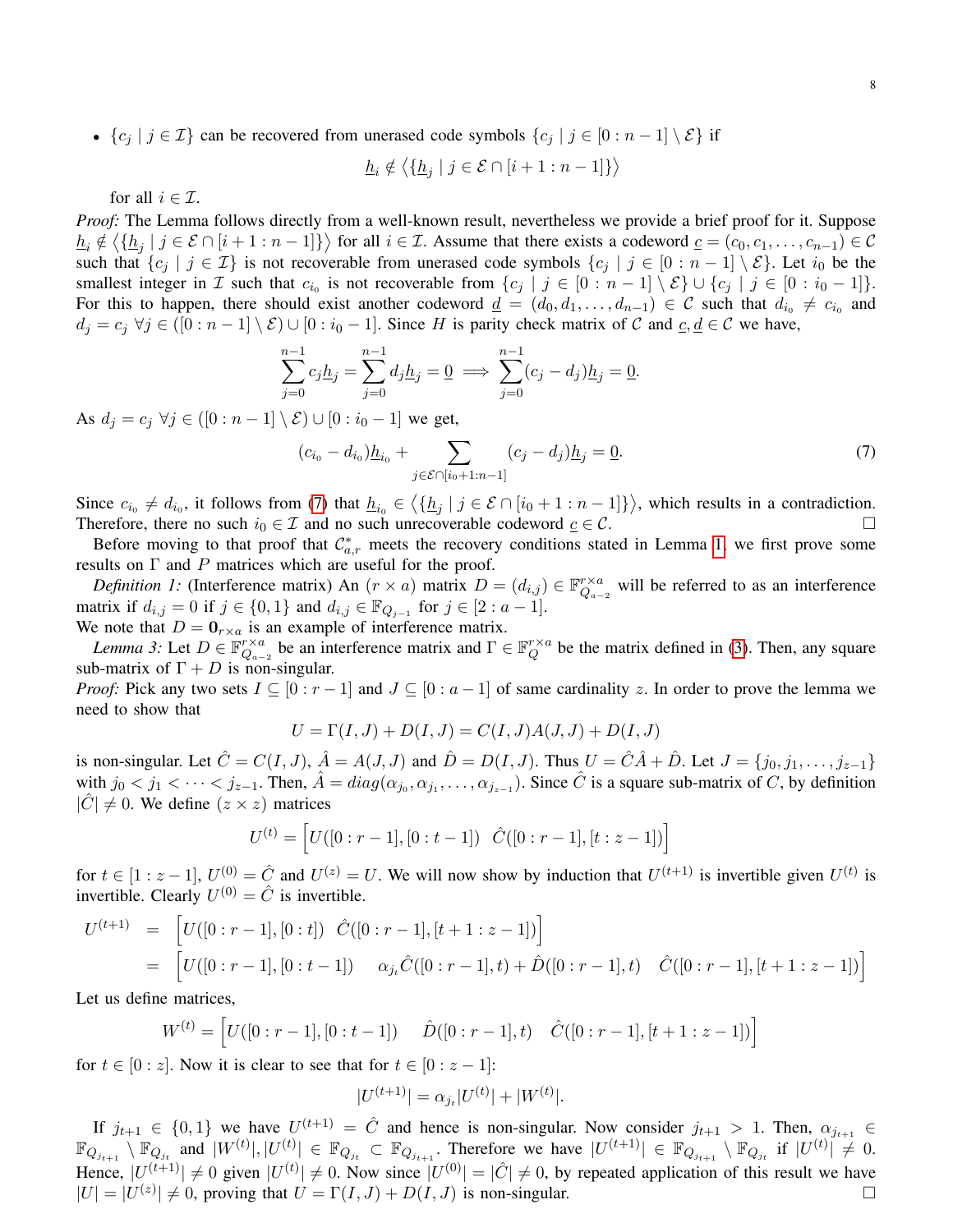- $\{c_j \mid j \in \mathcal{I}\}$ can be recovered from unerased code symbols $\{c_j \mid j \in [0 : n-1] \setminus \mathcal{E}\}$ if

$$\underline{h}_i \notin \left\langle \{\underline{h}_j \mid j \in \mathcal{E} \cap [i+1 : n-1]\} \right\rangle$$

for all $i \in \mathcal{I}$.

*Proof:* The Lemma follows directly from a well-known result, nevertheless we provide a brief proof for it. Suppose $\underline{h}_i \notin \left\langle \{\underline{h}_j \mid j \in \mathcal{E} \cap [i+1 : n-1]\} \right\rangle$ for all $i \in \mathcal{I}$. Assume that there exists a codeword $\underline{c} = (c_0, c_1, \ldots, c_{n-1}) \in \mathcal{C}$ such that $\{c_j \mid j \in \mathcal{I}\}$ is not recoverable from unerased code symbols $\{c_j \mid j \in [0 : n-1] \setminus \mathcal{E}\}$. Let $i_0$ be the smallest integer in $\mathcal{I}$ such that $c_{i_0}$ is not recoverable from $\{c_j \mid j \in [0 : n-1] \setminus \mathcal{E}\} \cup \{c_j \mid j \in [0 : i_0 - 1]\}$. For this to happen, there should exist another codeword $\underline{d} = (d_0, d_1, \ldots, d_{n-1}) \in \mathcal{C}$ such that $d_{i_0} \neq c_{i_0}$ and $d_j = c_j \ \forall j \in ([0 : n-1] \setminus \mathcal{E}) \cup [0 : i_0 - 1]$. Since $H$ is parity check matrix of $\mathcal{C}$ and $\underline{c}, \underline{d} \in \mathcal{C}$ we have,

$$\sum_{j=0}^{n-1} c_j \underline{h}_j = \sum_{j=0}^{n-1} d_j \underline{h}_j = \underline{0} \implies \sum_{j=0}^{n-1} (c_j - d_j) \underline{h}_j = \underline{0}.$$

As $d_j = c_j \ \forall j \in ([0 : n-1] \setminus \mathcal{E}) \cup [0 : i_0 - 1]$ we get,

$$(c_{i_0} - d_{i_0}) \underline{h}_{i_0} + \sum_{j \in \mathcal{E} \cap [i_0+1 : n-1]} (c_j - d_j) \underline{h}_j = \underline{0}. \tag{7}$$

Since $c_{i_0} \neq d_{i_0}$, it follows from (7) that $\underline{h}_{i_0} \in \left\langle \{\underline{h}_j \mid j \in \mathcal{E} \cap [i_0 + 1 : n-1]\} \right\rangle$, which results in a contradiction. Therefore, there no such $i_0 \in \mathcal{I}$ and no such unrecoverable codeword $\underline{c} \in \mathcal{C}$. ◻

Before moving to that proof that $\mathcal{C}^*_{a,r}$ meets the recovery conditions stated in Lemma 1, we first prove some results on $\Gamma$ and $P$ matrices which are useful for the proof.

*Definition 1:* (Interference matrix) An $(r \times a)$ matrix $D = (d_{i,j}) \in \mathbb{F}^{r \times a}_{Q_{a-2}}$ will be referred to as an interference matrix if $d_{i,j} = 0$ if $j \in \{0, 1\}$ and $d_{i,j} \in \mathbb{F}_{Q_{j-1}}$ for $j \in [2 : a-1]$.

We note that $D = \mathbf{0}_{r \times a}$ is an example of interference matrix.

*Lemma 3:* Let $D \in \mathbb{F}^{r \times a}_{Q_{a-2}}$ be an interference matrix and $\Gamma \in \mathbb{F}^{r \times a}_{Q}$ be the matrix defined in (3). Then, any square sub-matrix of $\Gamma + D$ is non-singular.

*Proof:* Pick any two sets $I \subseteq [0 : r-1]$ and $J \subseteq [0 : a-1]$ of same cardinality $z$. In order to prove the lemma we need to show that

$$U = \Gamma(I, J) + D(I, J) = C(I, J) A(J, J) + D(I, J)$$

is non-singular. Let $\hat{C} = C(I, J)$, $\hat{A} = A(J, J)$ and $\hat{D} = D(I, J)$. Thus $U = \hat{C}\hat{A} + \hat{D}$. Let $J = \{j_0, j_1, \ldots, j_{z-1}\}$ with $j_0 < j_1 < \cdots < j_{z-1}$. Then, $\hat{A} = diag(\alpha_{j_0}, \alpha_{j_1}, \ldots, \alpha_{j_{z-1}})$. Since $\hat{C}$ is a square sub-matrix of $C$, by definition $|\hat{C}| \neq 0$. We define $(z \times z)$ matrices

$$U^{(t)} = \begin{bmatrix} U([0 : r-1], [0 : t-1]) & \hat{C}([0 : r-1], [t : z-1]) \end{bmatrix}$$

for $t \in [1 : z-1]$, $U^{(0)} = \hat{C}$ and $U^{(z)} = U$. We will now show by induction that $U^{(t+1)}$ is invertible given $U^{(t)}$ is invertible. Clearly $U^{(0)} = \hat{C}$ is invertible.

$$\begin{aligned} U^{(t+1)} &= \begin{bmatrix} U([0 : r-1], [0 : t]) & \hat{C}([0 : r-1], [t+1 : z-1]) \end{bmatrix} \\ &= \begin{bmatrix} U([0 : r-1], [0 : t-1]) & \alpha_{j_t} \hat{C}([0 : r-1], t) + \hat{D}([0 : r-1], t) & \hat{C}([0 : r-1], [t+1 : z-1]) \end{bmatrix} \end{aligned}$$

Let us define matrices,

$$W^{(t)} = \begin{bmatrix} U([0 : r-1], [0 : t-1]) & \hat{D}([0 : r-1], t) & \hat{C}([0 : r-1], [t+1 : z-1]) \end{bmatrix}$$

for $t \in [0 : z]$. Now it is clear to see that for $t \in [0 : z-1]$:

$$|U^{(t+1)}| = \alpha_{j_t} |U^{(t)}| + |W^{(t)}|.$$

If $j_{t+1} \in \{0, 1\}$ we have $U^{(t+1)} = \hat{C}$ and hence is non-singular. Now consider $j_{t+1} > 1$. Then, $\alpha_{j_{t+1}} \in \mathbb{F}_{Q_{j_{t+1}}} \setminus \mathbb{F}_{Q_{j_t}}$ and $|W^{(t)}|, |U^{(t)}| \in \mathbb{F}_{Q_{j_t}} \subset \mathbb{F}_{Q_{j_{t+1}}}$. Therefore we have $|U^{(t+1)}| \in \mathbb{F}_{Q_{j_{t+1}}} \setminus \mathbb{F}_{Q_{j_t}}$ if $|U^{(t)}| \neq 0$. Hence, $|U^{(t+1)}| \neq 0$ given $|U^{(t)}| \neq 0$. Now since $|U^{(0)}| = |\hat{C}| \neq 0$, by repeated application of this result we have $|U| = |U^{(z)}| \neq 0$, proving that $U = \Gamma(I, J) + D(I, J)$ is non-singular. ◻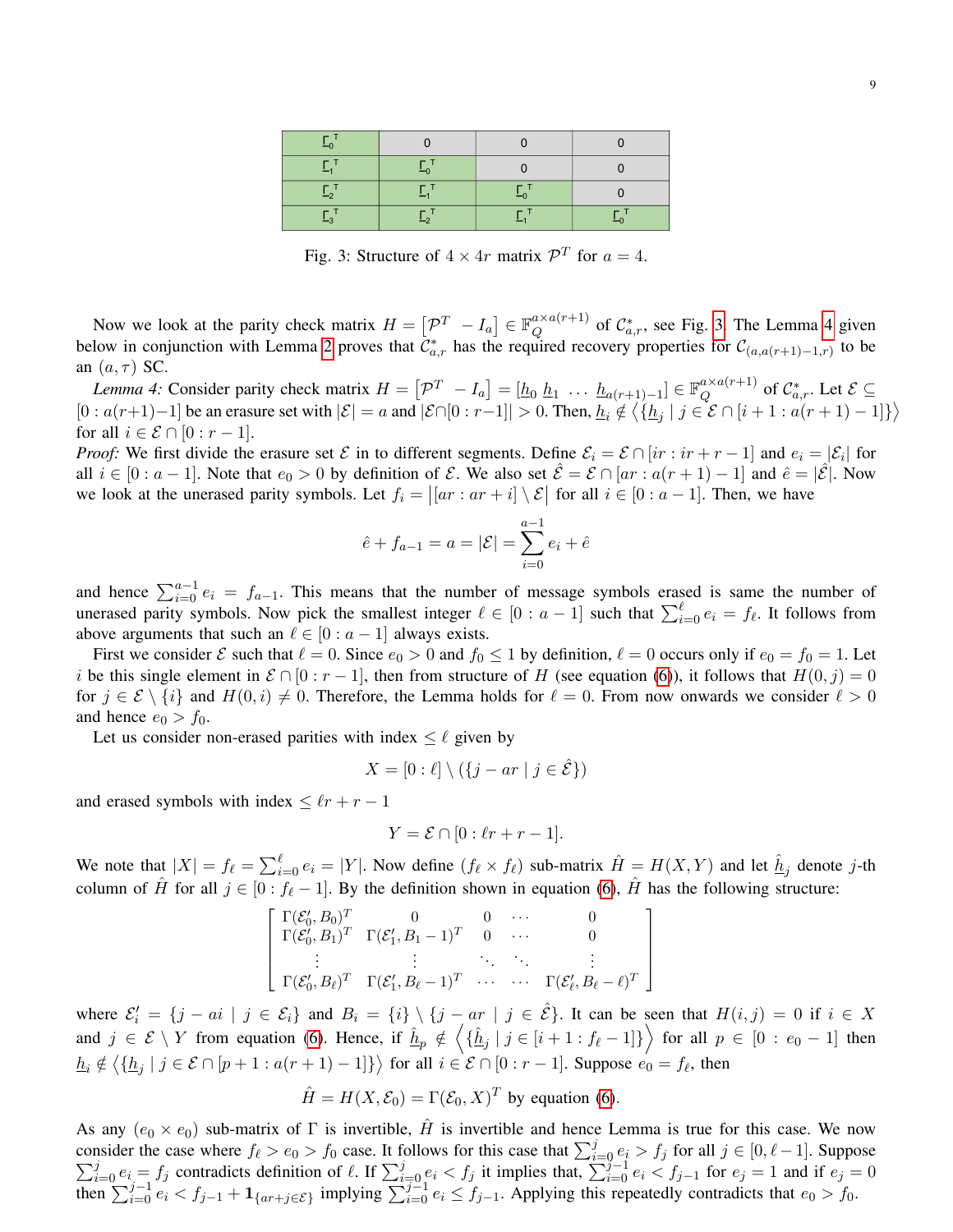| $\Gamma_0^T$ | 0 | 0 | 0 |
|---|---|---|---|
| $\Gamma_1^T$ | $\Gamma_0^T$ | 0 | 0 |
| $\Gamma_2^T$ | $\Gamma_1^T$ | $\Gamma_0^T$ | 0 |
| $\Gamma_3^T$ | $\Gamma_2^T$ | $\Gamma_1^T$ | $\Gamma_0^T$ |

Fig. 3: Structure of $4 \times 4r$ matrix $\mathcal{P}^T$ for $a = 4$.

Now we look at the parity check matrix $H = \begin{bmatrix} \mathcal{P}^T & -I_a \end{bmatrix} \in \mathbb{F}_Q^{a \times a(r+1)}$ of $\mathcal{C}^*_{a,r}$, see Fig. 3. The Lemma 4 given below in conjunction with Lemma 2 proves that $\mathcal{C}^*_{a,r}$ has the required recovery properties for $\mathcal{C}_{(a,a(r+1)-1,r)}$ to be an $(a,\tau)$ SC.

*Lemma 4:* Consider parity check matrix $H = \begin{bmatrix} \mathcal{P}^T & -I_a \end{bmatrix} = [\underline{h}_0 \ \underline{h}_1 \ \dots \ \underline{h}_{a(r+1)-1}] \in \mathbb{F}_Q^{a \times a(r+1)}$ of $\mathcal{C}^*_{a,r}$. Let $\mathcal{E} \subseteq [0 : a(r+1)-1]$ be an erasure set with $|\mathcal{E}| = a$ and $|\mathcal{E} \cap [0 : r-1]| > 0$. Then, $\underline{h}_i \notin \left\langle \{\underline{h}_j \mid j \in \mathcal{E} \cap [i+1 : a(r+1)-1]\} \right\rangle$ for all $i \in \mathcal{E} \cap [0 : r-1]$.

*Proof:* We first divide the erasure set $\mathcal{E}$ in to different segments. Define $\mathcal{E}_i = \mathcal{E} \cap [ir : ir + r - 1]$ and $e_i = |\mathcal{E}_i|$ for all $i \in [0 : a-1]$. Note that $e_0 > 0$ by definition of $\mathcal{E}$. We also set $\hat{\mathcal{E}} = \mathcal{E} \cap [ar : a(r+1)-1]$ and $\hat{e} = |\hat{\mathcal{E}}|$. Now we look at the unerased parity symbols. Let $f_i = \big|[ar : ar + i] \setminus \mathcal{E}\big|$ for all $i \in [0 : a-1]$. Then, we have

$$\hat{e} + f_{a-1} = a = |\mathcal{E}| = \sum_{i=0}^{a-1} e_i + \hat{e}$$

and hence $\sum_{i=0}^{a-1} e_i = f_{a-1}$. This means that the number of message symbols erased is same the number of unerased parity symbols. Now pick the smallest integer $\ell \in [0 : a-1]$ such that $\sum_{i=0}^{\ell} e_i = f_\ell$. It follows from above arguments that such an $\ell \in [0 : a-1]$ always exists.

First we consider $\mathcal{E}$ such that $\ell = 0$. Since $e_0 > 0$ and $f_0 \leq 1$ by definition, $\ell = 0$ occurs only if $e_0 = f_0 = 1$. Let $i$ be this single element in $\mathcal{E} \cap [0 : r-1]$, then from structure of $H$ (see equation (6)), it follows that $H(0,j) = 0$ for $j \in \mathcal{E} \setminus \{i\}$ and $H(0,i) \neq 0$. Therefore, the Lemma holds for $\ell = 0$. From now onwards we consider $\ell > 0$ and hence $e_0 > f_0$.

Let us consider non-erased parities with index $\leq \ell$ given by

$$X = [0 : \ell] \setminus (\{j - ar \mid j \in \hat{\mathcal{E}}\})$$

and erased symbols with index $\leq \ell r + r - 1$

$$Y = \mathcal{E} \cap [0 : \ell r + r - 1].$$

We note that $|X| = f_\ell = \sum_{i=0}^{\ell} e_i = |Y|$. Now define $(f_\ell \times f_\ell)$ sub-matrix $\hat{H} = H(X,Y)$ and let $\hat{\underline{h}}_j$ denote $j$-th column of $\hat{H}$ for all $j \in [0 : f_\ell - 1]$. By the definition shown in equation (6), $\hat{H}$ has the following structure:

$$\begin{bmatrix} \Gamma(\mathcal{E}'_0, B_0)^T & 0 & 0 & \cdots & 0 \\ \Gamma(\mathcal{E}'_0, B_1)^T & \Gamma(\mathcal{E}'_1, B_1 - 1)^T & 0 & \cdots & 0 \\ \vdots & \vdots & \ddots & \ddots & \vdots \\ \Gamma(\mathcal{E}'_0, B_\ell)^T & \Gamma(\mathcal{E}'_1, B_\ell - 1)^T & \cdots & \cdots & \Gamma(\mathcal{E}'_\ell, B_\ell - \ell)^T \end{bmatrix}$$

where $\mathcal{E}'_i = \{j - ai \mid j \in \mathcal{E}_i\}$ and $B_i = \{i\} \setminus \{j - ar \mid j \in \hat{\mathcal{E}}\}$. It can be seen that $H(i,j) = 0$ if $i \in X$ and $j \in \mathcal{E} \setminus Y$ from equation (6). Hence, if $\hat{\underline{h}}_p \notin \left\langle \{\hat{\underline{h}}_j \mid j \in [i+1 : f_\ell - 1]\} \right\rangle$ for all $p \in [0 : e_0 - 1]$ then $\underline{h}_i \notin \left\langle \{\underline{h}_j \mid j \in \mathcal{E} \cap [p+1 : a(r+1)-1]\} \right\rangle$ for all $i \in \mathcal{E} \cap [0 : r-1]$. Suppose $e_0 = f_\ell$, then

$$\hat{H} = H(X, \mathcal{E}_0) = \Gamma(\mathcal{E}_0, X)^T \text{ by equation (6).}$$

As any $(e_0 \times e_0)$ sub-matrix of $\Gamma$ is invertible, $\hat{H}$ is invertible and hence Lemma is true for this case. We now consider the case where $f_\ell > e_0 > f_0$ case. It follows for this case that $\sum_{i=0}^{j} e_i > f_j$ for all $j \in [0, \ell - 1]$. Suppose $\sum_{i=0}^{j} e_i = f_j$ contradicts definition of $\ell$. If $\sum_{i=0}^{j} e_i < f_j$ it implies that, $\sum_{i=0}^{j-1} e_i < f_{j-1}$ for $e_j = 1$ and if $e_j = 0$ then $\sum_{i=0}^{j-1} e_i < f_{j-1} + \mathbf{1}_{\{ar+j \in \mathcal{E}\}}$ implying $\sum_{i=0}^{j-1} e_i \leq f_{j-1}$. Applying this repeatedly contradicts that $e_0 > f_0$.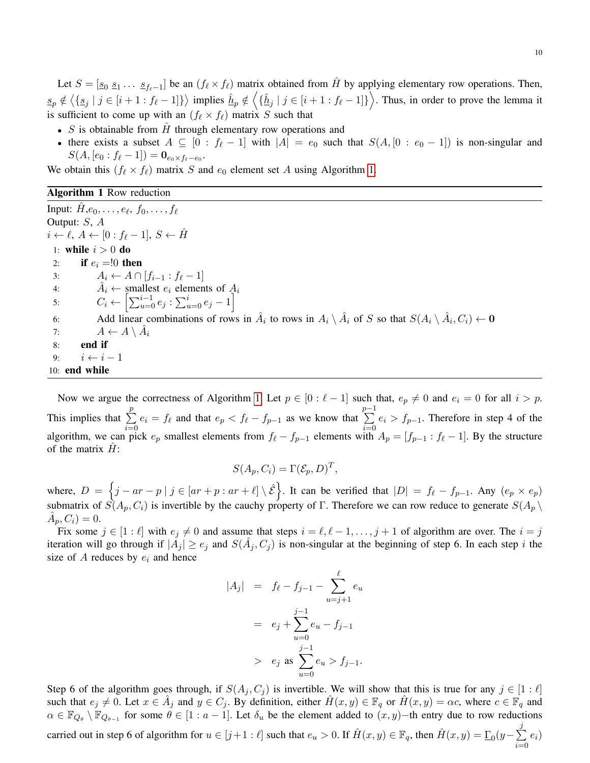Let $S = [\underline{s}_0 \; \underline{s}_1 \dots \; \underline{s}_{f_\ell - 1}]$ be an $(f_\ell \times f_\ell)$ matrix obtained from $\hat{H}$ by applying elementary row operations. Then, $\underline{s}_p \notin \left\langle \{\underline{s}_j \mid j \in [i+1 : f_\ell - 1]\} \right\rangle$ implies $\hat{\underline{h}}_p \notin \left\langle \{\hat{\underline{h}}_j \mid j \in [i+1 : f_\ell - 1]\} \right\rangle$. Thus, in order to prove the lemma it is sufficient to come up with an $(f_\ell \times f_\ell)$ matrix $S$ such that

- $S$ is obtainable from $\hat{H}$ through elementary row operations and
- there exists a subset $A \subseteq [0 : f_\ell - 1]$ with $|A| = e_0$ such that $S(A, [0 : e_0 - 1])$ is non-singular and $S(A, [e_0 : f_\ell - 1]) = \mathbf{0}_{e_0 \times f_\ell - e_0}$.

We obtain this $(f_\ell \times f_\ell)$ matrix $S$ and $e_0$ element set $A$ using Algorithm 1.

**Algorithm 1** Row reduction

Input: $\hat{H}, e_0, \dots, e_\ell, f_0, \dots, f_\ell$
Output: $S$, $A$
$i \leftarrow \ell$, $A \leftarrow [0 : f_\ell - 1]$, $S \leftarrow \hat{H}$

1: **while** $i > 0$ **do**
2: &nbsp;&nbsp;&nbsp;&nbsp;**if** $e_i =!0$ **then**
3: &nbsp;&nbsp;&nbsp;&nbsp;&nbsp;&nbsp;&nbsp;&nbsp;$A_i \leftarrow A \cap [f_{i-1} : f_\ell - 1]$
4: &nbsp;&nbsp;&nbsp;&nbsp;&nbsp;&nbsp;&nbsp;&nbsp;$\hat{A}_i \leftarrow$ smallest $e_i$ elements of $A_i$
5: &nbsp;&nbsp;&nbsp;&nbsp;&nbsp;&nbsp;&nbsp;&nbsp;$C_i \leftarrow \left[\sum_{u=0}^{i-1} e_j : \sum_{u=0}^{i} e_j - 1\right]$
6: &nbsp;&nbsp;&nbsp;&nbsp;&nbsp;&nbsp;&nbsp;&nbsp;Add linear combinations of rows in $\hat{A}_i$ to rows in $A_i \setminus \hat{A}_i$ of $S$ so that $S(A_i \setminus \hat{A}_i, C_i) \leftarrow \mathbf{0}$
7: &nbsp;&nbsp;&nbsp;&nbsp;&nbsp;&nbsp;&nbsp;&nbsp;$A \leftarrow A \setminus \hat{A}_i$
8: &nbsp;&nbsp;&nbsp;&nbsp;**end if**
9: &nbsp;&nbsp;&nbsp;&nbsp;$i \leftarrow i - 1$
10: **end while**

Now we argue the correctness of Algorithm 1. Let $p \in [0 : \ell - 1]$ such that, $e_p \neq 0$ and $e_i = 0$ for all $i > p$. This implies that $\sum_{i=0}^{p} e_i = f_\ell$ and that $e_p < f_\ell - f_{p-1}$ as we know that $\sum_{i=0}^{p-1} e_i > f_{p-1}$. Therefore in step 4 of the algorithm, we can pick $e_p$ smallest elements from $f_\ell - f_{p-1}$ elements with $A_p = [f_{p-1} : f_\ell - 1]$. By the structure of the matrix $\hat{H}$:

$$S(A_p, C_i) = \Gamma(\mathcal{E}_p, D)^T,$$

where, $D = \left\{ j - ar - p \mid j \in [ar + p : ar + \ell] \setminus \hat{\mathcal{E}} \right\}$. It can be verified that $|D| = f_\ell - f_{p-1}$. Any $(e_p \times e_p)$ submatrix of $S(A_p, C_i)$ is invertible by the cauchy property of $\Gamma$. Therefore we can row reduce to generate $S(A_p \setminus \hat{A}_p, C_i) = 0$.

Fix some $j \in [1 : \ell]$ with $e_j \neq 0$ and assume that steps $i = \ell, \ell - 1, \dots, j + 1$ of algorithm are over. The $i = j$ iteration will go through if $|A_j| \geq e_j$ and $S(\hat{A}_j, C_j)$ is non-singular at the beginning of step 6. In each step $i$ the size of $A$ reduces by $e_i$ and hence

$$\begin{aligned}
|A_j| &= f_\ell - f_{j-1} - \sum_{u=j+1}^{\ell} e_u \\
&= e_j + \sum_{u=0}^{j-1} e_u - f_{j-1} \\
&> e_j \text{ as } \sum_{u=0}^{j-1} e_u > f_{j-1}.
\end{aligned}$$

Step 6 of the algorithm goes through, if $S(A_j, C_j)$ is invertible. We will show that this is true for any $j \in [1 : \ell]$ such that $e_j \neq 0$. Let $x \in \hat{A}_j$ and $y \in C_j$. By definition, either $\hat{H}(x, y) \in \mathbb{F}_q$ or $\hat{H}(x, y) = \alpha c$, where $c \in \mathbb{F}_q$ and $\alpha \in \mathbb{F}_{Q_\theta} \setminus \mathbb{F}_{Q_{\theta-1}}$ for some $\theta \in [1 : a - 1]$. Let $\delta_u$ be the element added to $(x, y)-$th entry due to row reductions carried out in step 6 of algorithm for $u \in [j+1 : \ell]$ such that $e_u > 0$. If $\hat{H}(x, y) \in \mathbb{F}_q$, then $\hat{H}(x, y) = \underline{\Gamma}_0(y - \sum_{i=0}^{j} e_i)$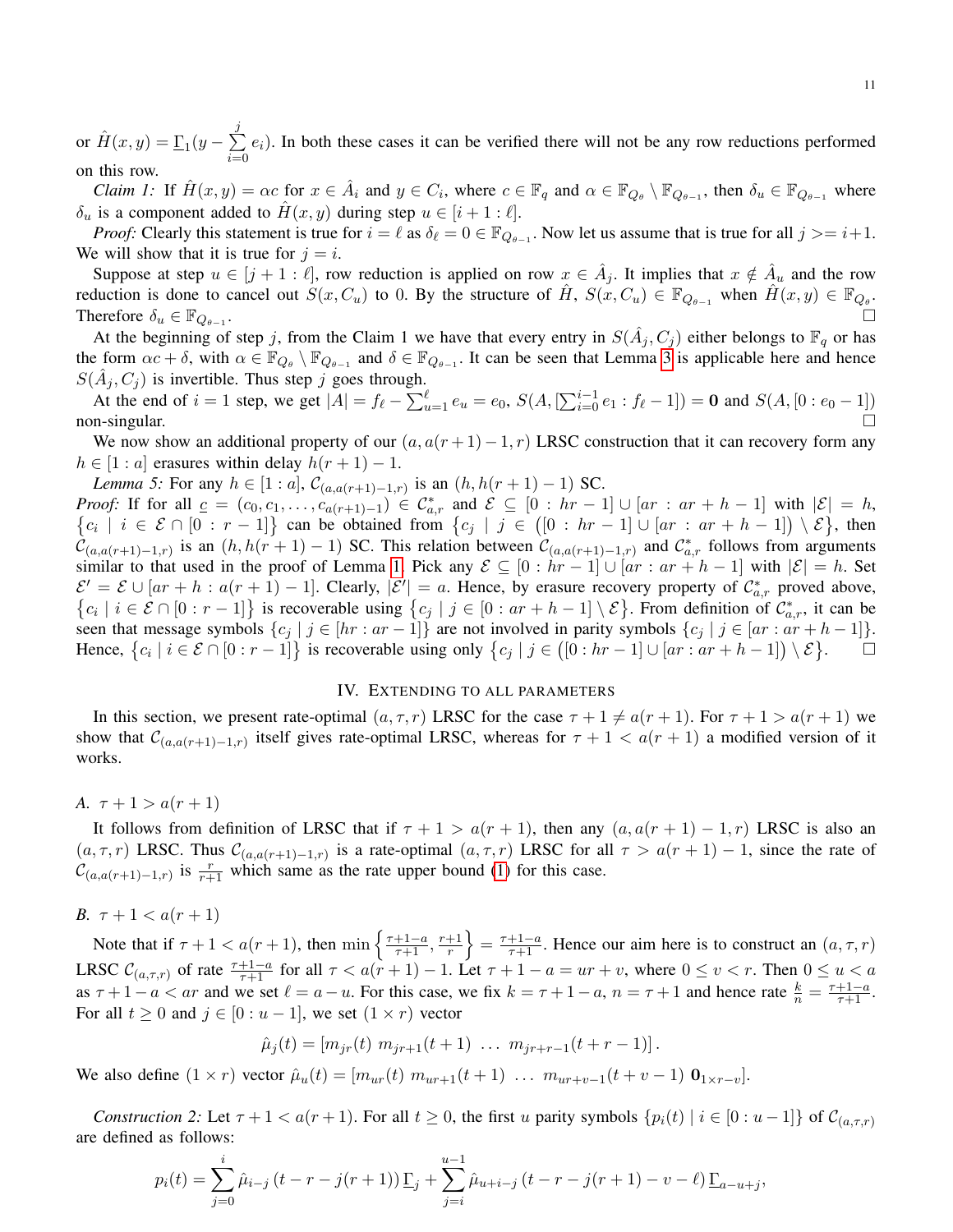or $\hat{H}(x,y) = \underline{\Gamma}_1(y - \sum_{i=0}^{j} e_i)$. In both these cases it can be verified there will not be any row reductions performed on this row.

*Claim 1:* If $\hat{H}(x,y) = \alpha c$ for $x \in \hat{A}_i$ and $y \in C_i$, where $c \in \mathbb{F}_q$ and $\alpha \in \mathbb{F}_{Q_\theta} \setminus \mathbb{F}_{Q_{\theta-1}}$, then $\delta_u \in \mathbb{F}_{Q_{\theta-1}}$ where $\delta_u$ is a component added to $\hat{H}(x,y)$ during step $u \in [i+1 : \ell]$.

*Proof:* Clearly this statement is true for $i = \ell$ as $\delta_\ell = 0 \in \mathbb{F}_{Q_{\theta-1}}$. Now let us assume that is true for all $j >= i+1$. We will show that it is true for $j = i$.

Suppose at step $u \in [j+1 : \ell]$, row reduction is applied on row $x \in \hat{A}_j$. It implies that $x \notin \hat{A}_u$ and the row reduction is done to cancel out $S(x, C_u)$ to 0. By the structure of $\hat{H}$, $S(x, C_u) \in \mathbb{F}_{Q_{\theta-1}}$ when $\hat{H}(x,y) \in \mathbb{F}_{Q_\theta}$. Therefore $\delta_u \in \mathbb{F}_{Q_{\theta-1}}$. □

At the beginning of step $j$, from the Claim 1 we have that every entry in $S(\hat{A}_j, C_j)$ either belongs to $\mathbb{F}_q$ or has the form $\alpha c + \delta$, with $\alpha \in \mathbb{F}_{Q_\theta} \setminus \mathbb{F}_{Q_{\theta-1}}$ and $\delta \in \mathbb{F}_{Q_{\theta-1}}$. It can be seen that Lemma 3 is applicable here and hence $S(\hat{A}_j, C_j)$ is invertible. Thus step $j$ goes through.

At the end of $i = 1$ step, we get $|A| = f_\ell - \sum_{u=1}^{\ell} e_u = e_0$, $S(A, [\sum_{i=0}^{i-1} e_1 : f_\ell - 1]) = \mathbf{0}$ and $S(A, [0 : e_0 - 1])$ non-singular. □

We now show an additional property of our $(a, a(r+1)-1, r)$ LRSC construction that it can recovery form any $h \in [1 : a]$ erasures within delay $h(r+1)-1$.

*Lemma 5:* For any $h \in [1 : a]$, $\mathcal{C}_{(a,a(r+1)-1,r)}$ is an $(h, h(r+1)-1)$ SC.

*Proof:* If for all $\underline{c} = (c_0, c_1, \ldots, c_{a(r+1)-1}) \in \mathcal{C}^*_{a,r}$ and $\mathcal{E} \subseteq [0 : hr-1] \cup [ar : ar+h-1]$ with $|\mathcal{E}| = h$, $\{c_i \mid i \in \mathcal{E} \cap [0 : r-1]\}$ can be obtained from $\{c_j \mid j \in ([0 : hr-1] \cup [ar : ar+h-1]) \setminus \mathcal{E}\}$, then $\mathcal{C}_{(a,a(r+1)-1,r)}$ is an $(h, h(r+1)-1)$ SC. This relation between $\mathcal{C}_{(a,a(r+1)-1,r)}$ and $\mathcal{C}^*_{a,r}$ follows from arguments similar to that used in the proof of Lemma 1. Pick any $\mathcal{E} \subseteq [0 : hr-1] \cup [ar : ar+h-1]$ with $|\mathcal{E}| = h$. Set $\mathcal{E}' = \mathcal{E} \cup [ar+h : a(r+1)-1]$. Clearly, $|\mathcal{E}'| = a$. Hence, by erasure recovery property of $\mathcal{C}^*_{a,r}$ proved above, $\{c_i \mid i \in \mathcal{E} \cap [0 : r-1]\}$ is recoverable using $\{c_j \mid j \in [0 : ar+h-1] \setminus \mathcal{E}\}$. From definition of $\mathcal{C}^*_{a,r}$, it can be seen that message symbols $\{c_j \mid j \in [hr : ar-1]\}$ are not involved in parity symbols $\{c_j \mid j \in [ar : ar+h-1]\}$. Hence, $\{c_i \mid i \in \mathcal{E} \cap [0 : r-1]\}$ is recoverable using only $\{c_j \mid j \in ([0 : hr-1] \cup [ar : ar+h-1]) \setminus \mathcal{E}\}$. □

## IV. Extending to All Parameters

In this section, we present rate-optimal $(a, \tau, r)$ LRSC for the case $\tau + 1 \neq a(r+1)$. For $\tau + 1 > a(r+1)$ we show that $\mathcal{C}_{(a,a(r+1)-1,r)}$ itself gives rate-optimal LRSC, whereas for $\tau + 1 < a(r+1)$ a modified version of it works.

### A. $\tau + 1 > a(r+1)$

It follows from definition of LRSC that if $\tau + 1 > a(r+1)$, then any $(a, a(r+1)-1, r)$ LRSC is also an $(a, \tau, r)$ LRSC. Thus $\mathcal{C}_{(a,a(r+1)-1,r)}$ is a rate-optimal $(a, \tau, r)$ LRSC for all $\tau > a(r+1)-1$, since the rate of $\mathcal{C}_{(a,a(r+1)-1,r)}$ is $\frac{r}{r+1}$ which same as the rate upper bound (1) for this case.

### B. $\tau + 1 < a(r+1)$

Note that if $\tau + 1 < a(r+1)$, then $\min\left\{\frac{\tau+1-a}{\tau+1}, \frac{r+1}{r}\right\} = \frac{\tau+1-a}{\tau+1}$. Hence our aim here is to construct an $(a, \tau, r)$ LRSC $\mathcal{C}_{(a,\tau,r)}$ of rate $\frac{\tau+1-a}{\tau+1}$ for all $\tau < a(r+1)-1$. Let $\tau + 1 - a = ur + v$, where $0 \leq v < r$. Then $0 \leq u < a$ as $\tau + 1 - a < ar$ and we set $\ell = a - u$. For this case, we fix $k = \tau + 1 - a$, $n = \tau + 1$ and hence rate $\frac{k}{n} = \frac{\tau+1-a}{\tau+1}$. For all $t \geq 0$ and $j \in [0 : u-1]$, we set $(1 \times r)$ vector

$$\hat{\mu}_j(t) = [m_{jr}(t) \; m_{jr+1}(t+1) \; \ldots \; m_{jr+r-1}(t+r-1)].$$

We also define $(1 \times r)$ vector $\hat{\mu}_u(t) = [m_{ur}(t) \; m_{ur+1}(t+1) \; \ldots \; m_{ur+v-1}(t+v-1) \; \mathbf{0}_{1 \times r-v}]$.

*Construction 2:* Let $\tau + 1 < a(r+1)$. For all $t \geq 0$, the first $u$ parity symbols $\{p_i(t) \mid i \in [0 : u-1]\}$ of $\mathcal{C}_{(a,\tau,r)}$ are defined as follows:

$$p_i(t) = \sum_{j=0}^{i} \hat{\mu}_{i-j}(t - r - j(r+1))\underline{\Gamma}_j + \sum_{j=i}^{u-1} \hat{\mu}_{u+i-j}(t - r - j(r+1) - v - \ell)\underline{\Gamma}_{a-u+j},$$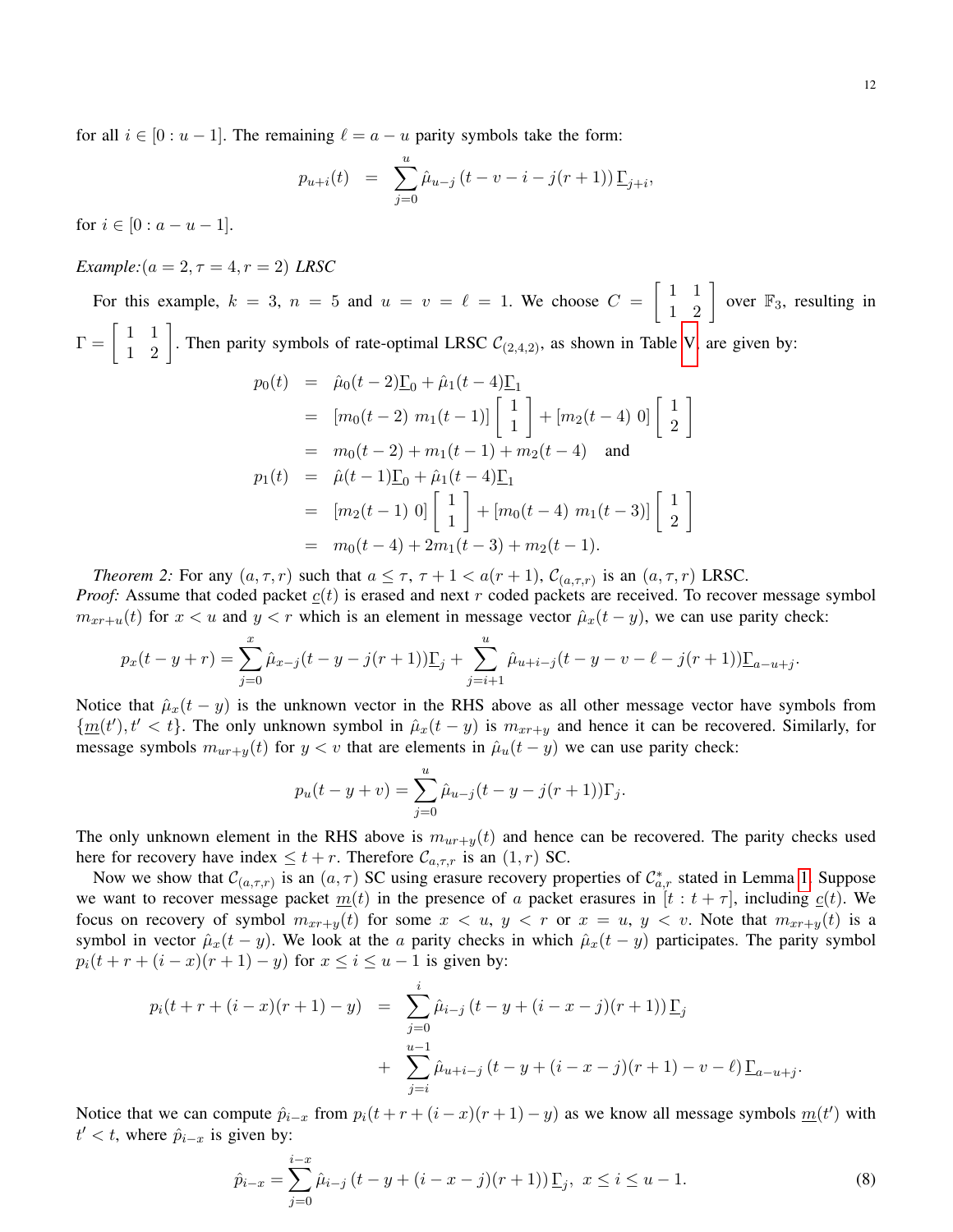for all $i \in [0 : u-1]$. The remaining $\ell = a - u$ parity symbols take the form:

$$p_{u+i}(t) \;=\; \sum_{j=0}^{u} \hat{\mu}_{u-j}\left(t - v - i - j(r+1)\right)\underline{\Gamma}_{j+i},$$

for $i \in [0 : a-u-1]$.

*Example:*$(a = 2, \tau = 4, r = 2)$ *LRSC*

For this example, $k = 3$, $n = 5$ and $u = v = \ell = 1$. We choose $C = \begin{bmatrix} 1 & 1 \\ 1 & 2 \end{bmatrix}$ over $\mathbb{F}_3$, resulting in $\Gamma = \begin{bmatrix} 1 & 1 \\ 1 & 2 \end{bmatrix}$. Then parity symbols of rate-optimal LRSC $\mathcal{C}_{(2,4,2)}$, as shown in Table V, are given by:

$$\begin{aligned}
p_0(t) &= \hat{\mu}_0(t-2)\underline{\Gamma}_0 + \hat{\mu}_1(t-4)\underline{\Gamma}_1 \\
&= [m_0(t-2)\ m_1(t-1)]\begin{bmatrix} 1 \\ 1 \end{bmatrix} + [m_2(t-4)\ 0]\begin{bmatrix} 1 \\ 2 \end{bmatrix} \\
&= m_0(t-2) + m_1(t-1) + m_2(t-4) \quad \text{and} \\
p_1(t) &= \hat{\mu}(t-1)\underline{\Gamma}_0 + \hat{\mu}_1(t-4)\underline{\Gamma}_1 \\
&= [m_2(t-1)\ 0]\begin{bmatrix} 1 \\ 1 \end{bmatrix} + [m_0(t-4)\ m_1(t-3)]\begin{bmatrix} 1 \\ 2 \end{bmatrix} \\
&= m_0(t-4) + 2m_1(t-3) + m_2(t-1).
\end{aligned}$$

*Theorem 2:* For any $(a, \tau, r)$ such that $a \leq \tau$, $\tau + 1 < a(r+1)$, $\mathcal{C}_{(a,\tau,r)}$ is an $(a, \tau, r)$ LRSC.

*Proof:* Assume that coded packet $\underline{c}(t)$ is erased and next $r$ coded packets are received. To recover message symbol $m_{xr+u}(t)$ for $x < u$ and $y < r$ which is an element in message vector $\hat{\mu}_x(t-y)$, we can use parity check:

$$p_x(t-y+r) = \sum_{j=0}^{x} \hat{\mu}_{x-j}(t-y-j(r+1))\underline{\Gamma}_j + \sum_{j=i+1}^{u} \hat{\mu}_{u+i-j}(t-y-v-\ell-j(r+1))\underline{\Gamma}_{a-u+j}.$$

Notice that $\hat{\mu}_x(t-y)$ is the unknown vector in the RHS above as all other message vector have symbols from $\{\underline{m}(t'), t' < t\}$. The only unknown symbol in $\hat{\mu}_x(t-y)$ is $m_{xr+y}$ and hence it can be recovered. Similarly, for message symbols $m_{ur+y}(t)$ for $y < v$ that are elements in $\hat{\mu}_u(t-y)$ we can use parity check:

$$p_u(t-y+v) = \sum_{j=0}^{u} \hat{\mu}_{u-j}(t-y-j(r+1))\Gamma_j.$$

The only unknown element in the RHS above is $m_{ur+y}(t)$ and hence can be recovered. The parity checks used here for recovery have index $\leq t+r$. Therefore $\mathcal{C}_{a,\tau,r}$ is an $(1, r)$ SC.

Now we show that $\mathcal{C}_{(a,\tau,r)}$ is an $(a, \tau)$ SC using erasure recovery properties of $\mathcal{C}^*_{a,r}$ stated in Lemma 1. Suppose we want to recover message packet $\underline{m}(t)$ in the presence of $a$ packet erasures in $[t : t+\tau]$, including $\underline{c}(t)$. We focus on recovery of symbol $m_{xr+y}(t)$ for some $x < u$, $y < r$ or $x = u$, $y < v$. Note that $m_{xr+y}(t)$ is a symbol in vector $\hat{\mu}_x(t-y)$. We look at the $a$ parity checks in which $\hat{\mu}_x(t-y)$ participates. The parity symbol $p_i(t + r + (i-x)(r+1) - y)$ for $x \leq i \leq u-1$ is given by:

$$\begin{aligned}
p_i(t + r + (i-x)(r+1) - y) \;&=\; \sum_{j=0}^{i} \hat{\mu}_{i-j}\left(t - y + (i-x-j)(r+1)\right)\underline{\Gamma}_j \\
&+\; \sum_{j=i}^{u-1} \hat{\mu}_{u+i-j}\left(t - y + (i-x-j)(r+1) - v - \ell\right)\underline{\Gamma}_{a-u+j}.
\end{aligned}$$

Notice that we can compute $\hat{p}_{i-x}$ from $p_i(t + r + (i-x)(r+1) - y)$ as we know all message symbols $\underline{m}(t')$ with $t' < t$, where $\hat{p}_{i-x}$ is given by:

$$\hat{p}_{i-x} = \sum_{j=0}^{i-x} \hat{\mu}_{i-j}\left(t - y + (i-x-j)(r+1)\right)\underline{\Gamma}_j, \;\; x \leq i \leq u-1. \tag{8}$$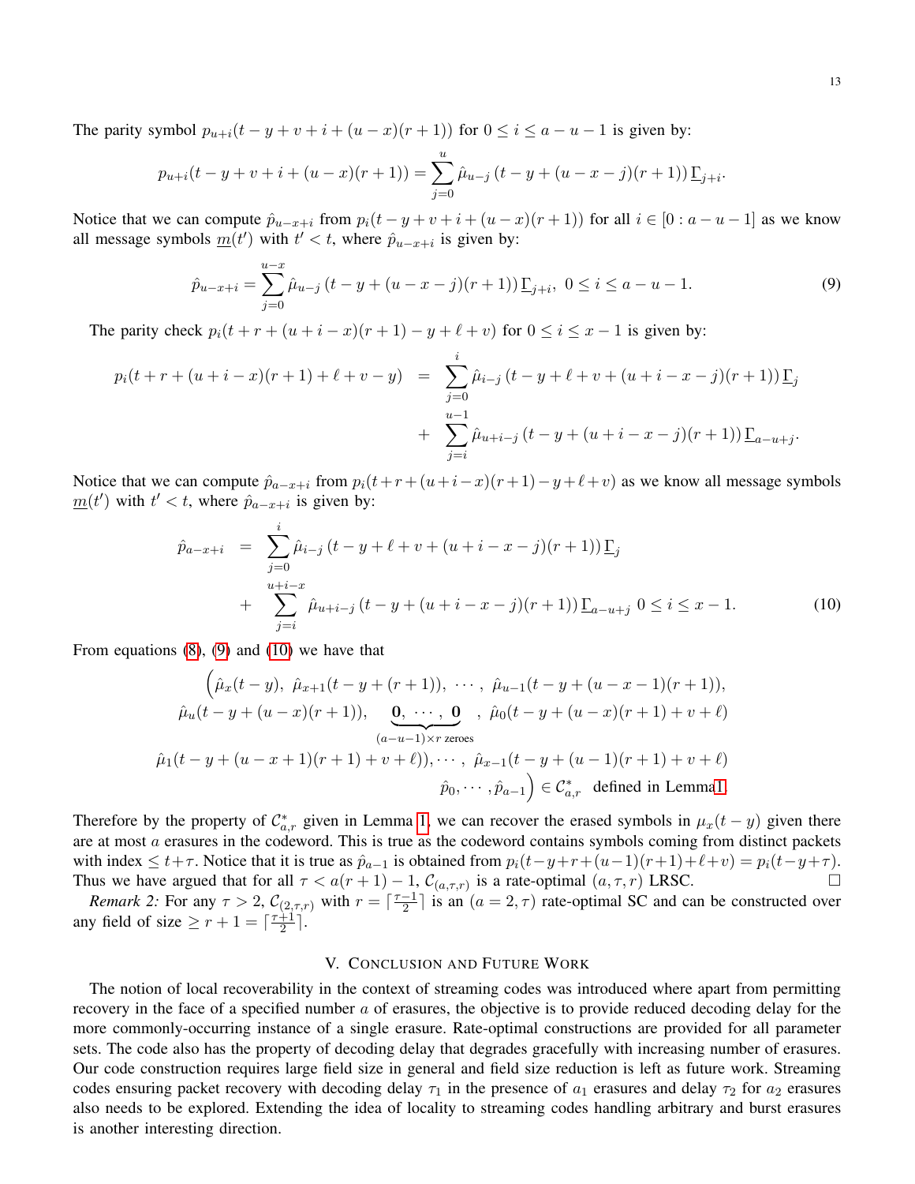The parity symbol $p_{u+i}(t-y+v+i+(u-x)(r+1))$ for $0 \leq i \leq a-u-1$ is given by:

$$p_{u+i}(t-y+v+i+(u-x)(r+1)) = \sum_{j=0}^{u} \hat{\mu}_{u-j}\left(t-y+(u-x-j)(r+1)\right)\underline{\Gamma}_{j+i}.$$

Notice that we can compute $\hat{p}_{u-x+i}$ from $p_i(t-y+v+i+(u-x)(r+1))$ for all $i \in [0:a-u-1]$ as we know all message symbols $\underline{m}(t')$ with $t' < t$, where $\hat{p}_{u-x+i}$ is given by:

$$\hat{p}_{u-x+i} = \sum_{j=0}^{u-x} \hat{\mu}_{u-j}\left(t-y+(u-x-j)(r+1)\right)\underline{\Gamma}_{j+i}, \ 0 \leq i \leq a-u-1. \tag{9}$$

The parity check $p_i(t+r+(u+i-x)(r+1)-y+\ell+v)$ for $0 \leq i \leq x-1$ is given by:

$$\begin{aligned} p_i(t+r+(u+i-x)(r+1)+\ell+v-y) &= \sum_{j=0}^{i} \hat{\mu}_{i-j}\left(t-y+\ell+v+(u+i-x-j)(r+1)\right)\underline{\Gamma}_j \\ &+ \sum_{j=i}^{u-1} \hat{\mu}_{u+i-j}\left(t-y+(u+i-x-j)(r+1)\right)\underline{\Gamma}_{a-u+j}. \end{aligned}$$

Notice that we can compute $\hat{p}_{a-x+i}$ from $p_i(t+r+(u+i-x)(r+1)-y+\ell+v)$ as we know all message symbols $\underline{m}(t')$ with $t' < t$, where $\hat{p}_{a-x+i}$ is given by:

$$\begin{aligned} \hat{p}_{a-x+i} &= \sum_{j=0}^{i} \hat{\mu}_{i-j}\left(t-y+\ell+v+(u+i-x-j)(r+1)\right)\underline{\Gamma}_j \\ &+ \sum_{j=i}^{u+i-x} \hat{\mu}_{u+i-j}\left(t-y+(u+i-x-j)(r+1)\right)\underline{\Gamma}_{a-u+j} \ \ 0 \leq i \leq x-1. \end{aligned} \tag{10}$$

From equations (8), (9) and (10) we have that

$$\begin{aligned} &\Big(\hat{\mu}_x(t-y),\ \hat{\mu}_{x+1}(t-y+(r+1)),\ \cdots,\ \hat{\mu}_{u-1}(t-y+(u-x-1)(r+1)), \\ &\hat{\mu}_u(t-y+(u-x)(r+1)),\ \ \underbrace{\mathbf{0},\ \cdots,\ \mathbf{0}}_{(a-u-1)\times r \text{ zeroes}}\ ,\ \hat{\mu}_0(t-y+(u-x)(r+1)+v+\ell) \\ &\hat{\mu}_1(t-y+(u-x+1)(r+1)+v+\ell)),\cdots,\ \hat{\mu}_{x-1}(t-y+(u-1)(r+1)+v+\ell) \\ &\hat{p}_0,\cdots,\hat{p}_{a-1}\Big) \in \mathcal{C}^*_{a,r} \ \text{ defined in Lemma 1.} \end{aligned}$$

Therefore by the property of $\mathcal{C}^*_{a,r}$ given in Lemma 1, we can recover the erased symbols in $\mu_x(t-y)$ given there are at most $a$ erasures in the codeword. This is true as the codeword contains symbols coming from distinct packets with index $\leq t+\tau$. Notice that it is true as $\hat{p}_{a-1}$ is obtained from $p_i(t-y+r+(u-1)(r+1)+\ell+v) = p_i(t-y+\tau)$. Thus we have argued that for all $\tau < a(r+1)-1$, $\mathcal{C}_{(a,\tau,r)}$ is a rate-optimal $(a,\tau,r)$ LRSC. □

*Remark 2:* For any $\tau > 2$, $\mathcal{C}_{(2,\tau,r)}$ with $r = \lceil \frac{\tau-1}{2} \rceil$ is an $(a=2,\tau)$ rate-optimal SC and can be constructed over any field of size $\geq r+1 = \lceil \frac{\tau+1}{2} \rceil$.

## V. Conclusion and Future Work

The notion of local recoverability in the context of streaming codes was introduced where apart from permitting recovery in the face of a specified number $a$ of erasures, the objective is to provide reduced decoding delay for the more commonly-occurring instance of a single erasure. Rate-optimal constructions are provided for all parameter sets. The code also has the property of decoding delay that degrades gracefully with increasing number of erasures. Our code construction requires large field size in general and field size reduction is left as future work. Streaming codes ensuring packet recovery with decoding delay $\tau_1$ in the presence of $a_1$ erasures and delay $\tau_2$ for $a_2$ erasures also needs to be explored. Extending the idea of locality to streaming codes handling arbitrary and burst erasures is another interesting direction.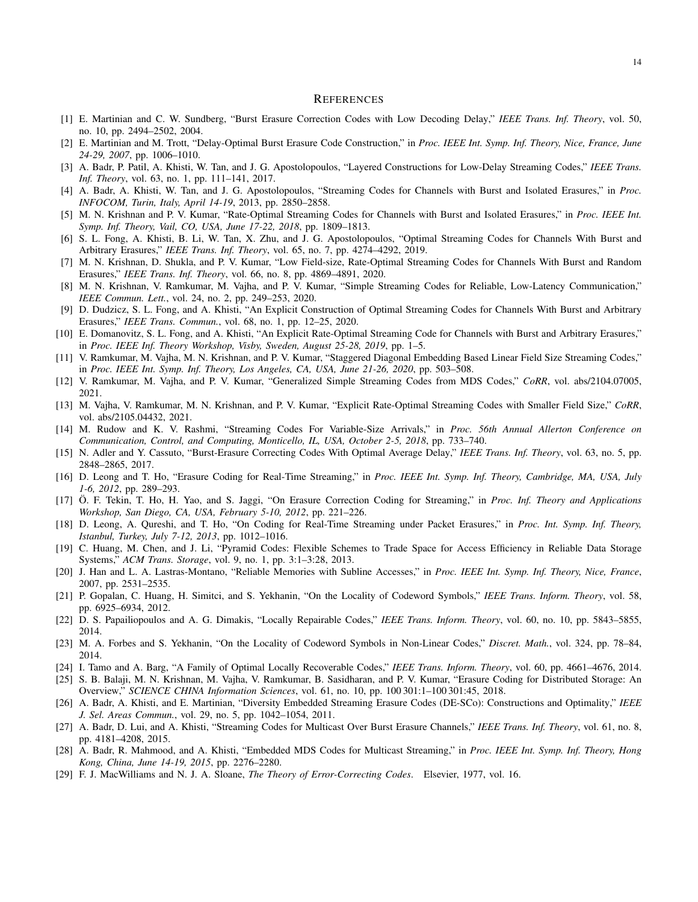# References

[1] E. Martinian and C. W. Sundberg, "Burst Erasure Correction Codes with Low Decoding Delay," *IEEE Trans. Inf. Theory*, vol. 50, no. 10, pp. 2494–2502, 2004.

[2] E. Martinian and M. Trott, "Delay-Optimal Burst Erasure Code Construction," in *Proc. IEEE Int. Symp. Inf. Theory, Nice, France, June 24-29, 2007*, pp. 1006–1010.

[3] A. Badr, P. Patil, A. Khisti, W. Tan, and J. G. Apostolopoulos, "Layered Constructions for Low-Delay Streaming Codes," *IEEE Trans. Inf. Theory*, vol. 63, no. 1, pp. 111–141, 2017.

[4] A. Badr, A. Khisti, W. Tan, and J. G. Apostolopoulos, "Streaming Codes for Channels with Burst and Isolated Erasures," in *Proc. INFOCOM, Turin, Italy, April 14-19*, 2013, pp. 2850–2858.

[5] M. N. Krishnan and P. V. Kumar, "Rate-Optimal Streaming Codes for Channels with Burst and Isolated Erasures," in *Proc. IEEE Int. Symp. Inf. Theory, Vail, CO, USA, June 17-22, 2018*, pp. 1809–1813.

[6] S. L. Fong, A. Khisti, B. Li, W. Tan, X. Zhu, and J. G. Apostolopoulos, "Optimal Streaming Codes for Channels With Burst and Arbitrary Erasures," *IEEE Trans. Inf. Theory*, vol. 65, no. 7, pp. 4274–4292, 2019.

[7] M. N. Krishnan, D. Shukla, and P. V. Kumar, "Low Field-size, Rate-Optimal Streaming Codes for Channels With Burst and Random Erasures," *IEEE Trans. Inf. Theory*, vol. 66, no. 8, pp. 4869–4891, 2020.

[8] M. N. Krishnan, V. Ramkumar, M. Vajha, and P. V. Kumar, "Simple Streaming Codes for Reliable, Low-Latency Communication," *IEEE Commun. Lett.*, vol. 24, no. 2, pp. 249–253, 2020.

[9] D. Dudzicz, S. L. Fong, and A. Khisti, "An Explicit Construction of Optimal Streaming Codes for Channels With Burst and Arbitrary Erasures," *IEEE Trans. Commun.*, vol. 68, no. 1, pp. 12–25, 2020.

[10] E. Domanovitz, S. L. Fong, and A. Khisti, "An Explicit Rate-Optimal Streaming Code for Channels with Burst and Arbitrary Erasures," in *Proc. IEEE Inf. Theory Workshop, Visby, Sweden, August 25-28, 2019*, pp. 1–5.

[11] V. Ramkumar, M. Vajha, M. N. Krishnan, and P. V. Kumar, "Staggered Diagonal Embedding Based Linear Field Size Streaming Codes," in *Proc. IEEE Int. Symp. Inf. Theory, Los Angeles, CA, USA, June 21-26, 2020*, pp. 503–508.

[12] V. Ramkumar, M. Vajha, and P. V. Kumar, "Generalized Simple Streaming Codes from MDS Codes," *CoRR*, vol. abs/2104.07005, 2021.

[13] M. Vajha, V. Ramkumar, M. N. Krishnan, and P. V. Kumar, "Explicit Rate-Optimal Streaming Codes with Smaller Field Size," *CoRR*, vol. abs/2105.04432, 2021.

[14] M. Rudow and K. V. Rashmi, "Streaming Codes For Variable-Size Arrivals," in *Proc. 56th Annual Allerton Conference on Communication, Control, and Computing, Monticello, IL, USA, October 2-5, 2018*, pp. 733–740.

[15] N. Adler and Y. Cassuto, "Burst-Erasure Correcting Codes With Optimal Average Delay," *IEEE Trans. Inf. Theory*, vol. 63, no. 5, pp. 2848–2865, 2017.

[16] D. Leong and T. Ho, "Erasure Coding for Real-Time Streaming," in *Proc. IEEE Int. Symp. Inf. Theory, Cambridge, MA, USA, July 1-6, 2012*, pp. 289–293.

[17] Ö. F. Tekin, T. Ho, H. Yao, and S. Jaggi, "On Erasure Correction Coding for Streaming," in *Proc. Inf. Theory and Applications Workshop, San Diego, CA, USA, February 5-10, 2012*, pp. 221–226.

[18] D. Leong, A. Qureshi, and T. Ho, "On Coding for Real-Time Streaming under Packet Erasures," in *Proc. Int. Symp. Inf. Theory, Istanbul, Turkey, July 7-12, 2013*, pp. 1012–1016.

[19] C. Huang, M. Chen, and J. Li, "Pyramid Codes: Flexible Schemes to Trade Space for Access Efficiency in Reliable Data Storage Systems," *ACM Trans. Storage*, vol. 9, no. 1, pp. 3:1–3:28, 2013.

[20] J. Han and L. A. Lastras-Montano, "Reliable Memories with Subline Accesses," in *Proc. IEEE Int. Symp. Inf. Theory, Nice, France*, 2007, pp. 2531–2535.

[21] P. Gopalan, C. Huang, H. Simitci, and S. Yekhanin, "On the Locality of Codeword Symbols," *IEEE Trans. Inform. Theory*, vol. 58, pp. 6925–6934, 2012.

[22] D. S. Papailiopoulos and A. G. Dimakis, "Locally Repairable Codes," *IEEE Trans. Inform. Theory*, vol. 60, no. 10, pp. 5843–5855, 2014.

[23] M. A. Forbes and S. Yekhanin, "On the Locality of Codeword Symbols in Non-Linear Codes," *Discret. Math.*, vol. 324, pp. 78–84, 2014.

[24] I. Tamo and A. Barg, "A Family of Optimal Locally Recoverable Codes," *IEEE Trans. Inform. Theory*, vol. 60, pp. 4661–4676, 2014.

[25] S. B. Balaji, M. N. Krishnan, M. Vajha, V. Ramkumar, B. Sasidharan, and P. V. Kumar, "Erasure Coding for Distributed Storage: An Overview," *SCIENCE CHINA Information Sciences*, vol. 61, no. 10, pp. 100 301:1–100 301:45, 2018.

[26] A. Badr, A. Khisti, and E. Martinian, "Diversity Embedded Streaming Erasure Codes (DE-SCo): Constructions and Optimality," *IEEE J. Sel. Areas Commun.*, vol. 29, no. 5, pp. 1042–1054, 2011.

[27] A. Badr, D. Lui, and A. Khisti, "Streaming Codes for Multicast Over Burst Erasure Channels," *IEEE Trans. Inf. Theory*, vol. 61, no. 8, pp. 4181–4208, 2015.

[28] A. Badr, R. Mahmood, and A. Khisti, "Embedded MDS Codes for Multicast Streaming," in *Proc. IEEE Int. Symp. Inf. Theory, Hong Kong, China, June 14-19, 2015*, pp. 2276–2280.

[29] F. J. MacWilliams and N. J. A. Sloane, *The Theory of Error-Correcting Codes*. Elsevier, 1977, vol. 16.